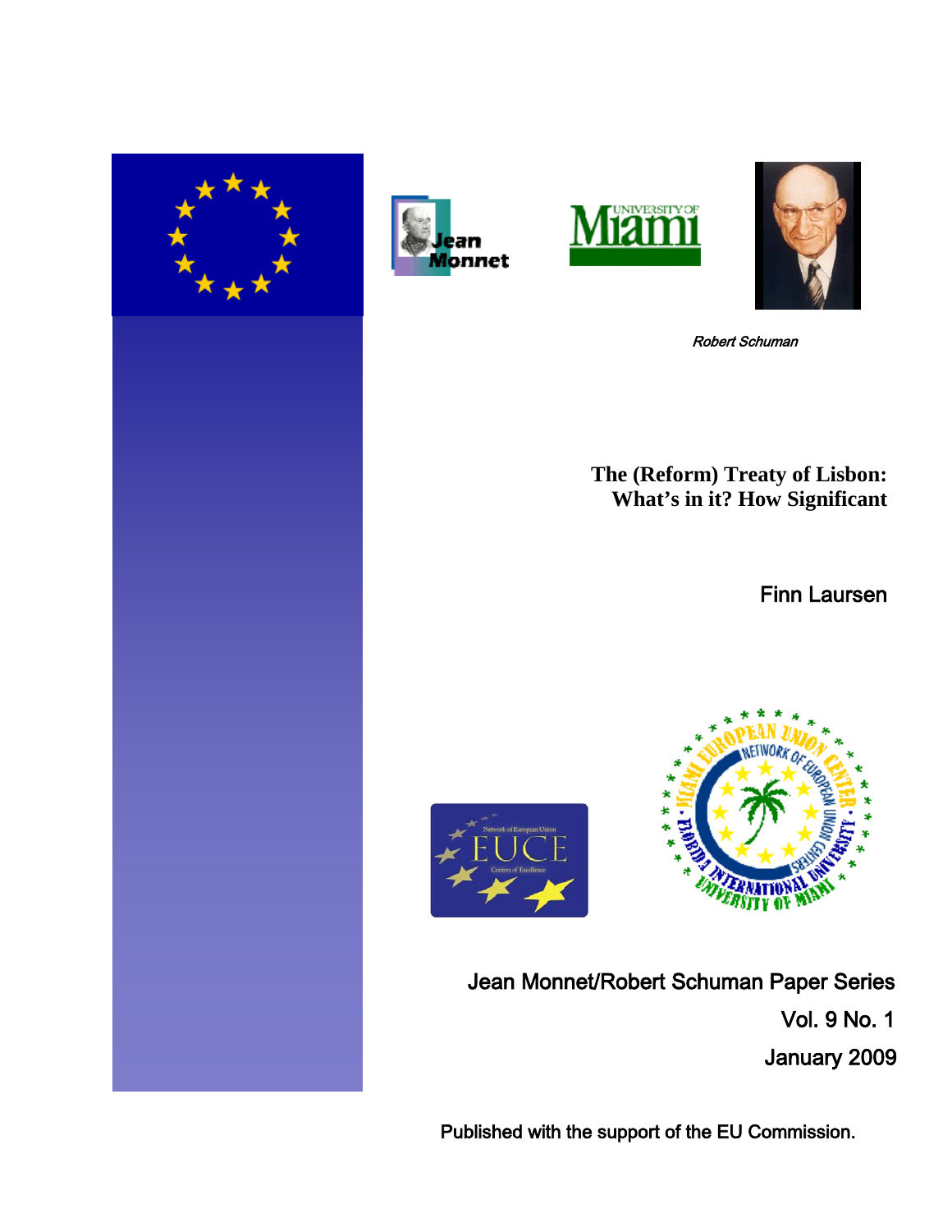Robert Schuman

# The (Reform) Treaty of Lisbon: What's in it? How Significant

Finn Laursen

Jean Monnet/Robert Schuman Paper Series

Vol. 9 No. 1

January 2009

Published with the support of the EU Commission.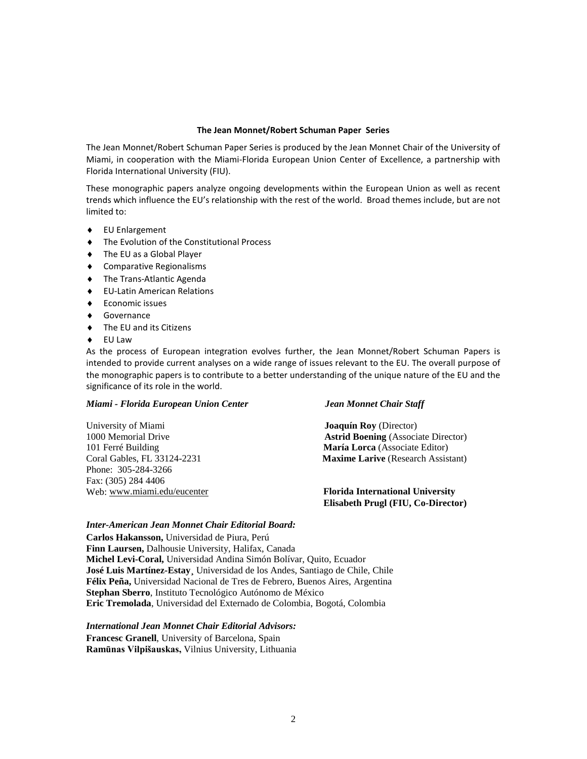**The Jean Monnet/Robert Schuman Paper Series**

The Jean Monnet/Robert Schuman Paper Series is produced by the Jean Monnet Chair of the University of Miami, in cooperation with the Miami-Florida European Union Center of Excellence, a partnership with Florida International University (FIU).

These monographic papers analyze ongoing developments within the European Union as well as recent trends which influence the EU's relationship with the rest of the world. Broad themes include, but are not limited to:

- EU Enlargement
- The Evolution of the Constitutional Process
- The EU as a Global Player
- Comparative Regionalisms
- The Trans-Atlantic Agenda
- EU-Latin American Relations
- Economic issues
- Governance
- The EU and its Citizens
- EU Law

As the process of European integration evolves further, the Jean Monnet/Robert Schuman Papers is intended to provide current analyses on a wide range of issues relevant to the EU. The overall purpose of the monographic papers is to contribute to a better understanding of the unique nature of the EU and the significance of its role in the world.

***Miami - Florida European Union Center***

University of Miami
1000 Memorial Drive
101 Ferré Building
Coral Gables, FL 33124-2231
Phone: 305-284-3266
Fax: (305) 284 4406
Web: www.miami.edu/eucenter

***Jean Monnet Chair Staff***

**Joaquín Roy** (Director)
**Astrid Boening** (Associate Director)
**María Lorca** (Associate Editor)
**Maxime Larive** (Research Assistant)

**Florida International University**
**Elisabeth Prugl (FIU, Co-Director)**

***Inter-American Jean Monnet Chair Editorial Board:***

**Carlos Hakansson,** Universidad de Piura, Perú
**Finn Laursen,** Dalhousie University, Halifax, Canada
**Michel Levi-Coral,** Universidad Andina Simón Bolívar, Quito, Ecuador
**José Luis Martínez-Estay**¸ Universidad de los Andes, Santiago de Chile, Chile
**Félix Peña,** Universidad Nacional de Tres de Febrero, Buenos Aires, Argentina
**Stephan Sberro**, Instituto Tecnológico Autónomo de México
**Eric Tremolada**, Universidad del Externado de Colombia, Bogotá, Colombia

***International Jean Monnet Chair Editorial Advisors:***

**Francesc Granell**, University of Barcelona, Spain
**Ramūnas Vilpišauskas,** Vilnius University, Lithuania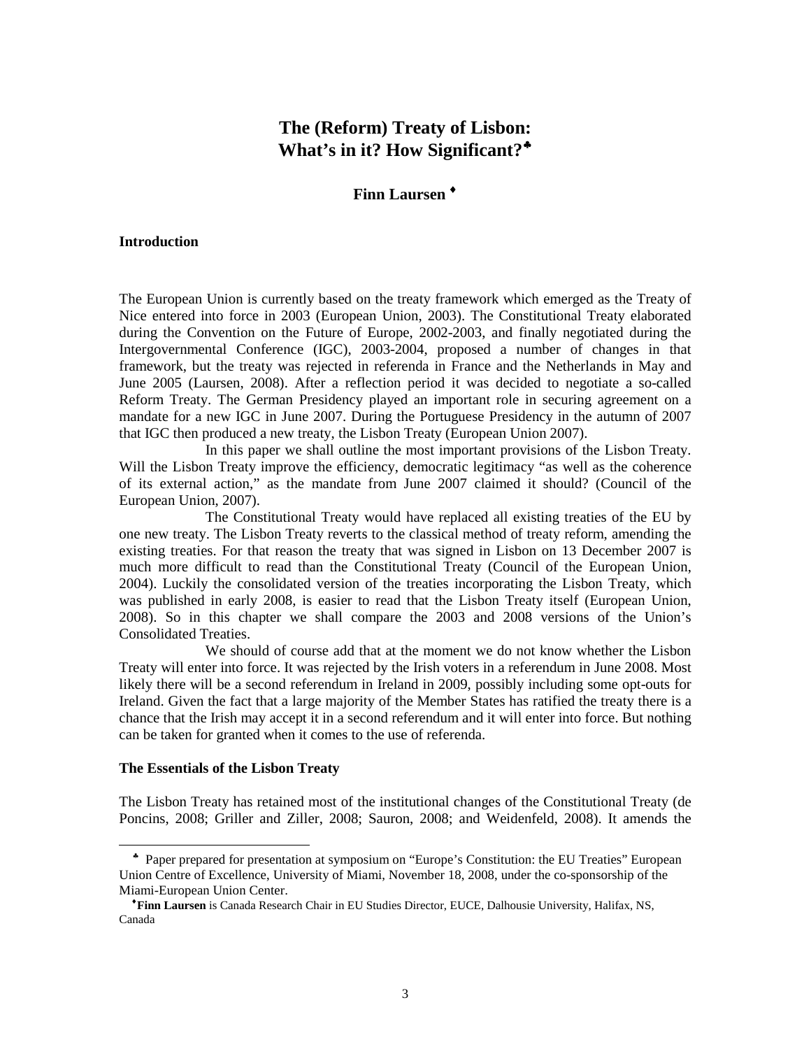# The (Reform) Treaty of Lisbon: What's in it? How Significant?[♣]

**Finn Laursen** [♦]

## Introduction

The European Union is currently based on the treaty framework which emerged as the Treaty of Nice entered into force in 2003 (European Union, 2003). The Constitutional Treaty elaborated during the Convention on the Future of Europe, 2002-2003, and finally negotiated during the Intergovernmental Conference (IGC), 2003-2004, proposed a number of changes in that framework, but the treaty was rejected in referenda in France and the Netherlands in May and June 2005 (Laursen, 2008). After a reflection period it was decided to negotiate a so-called Reform Treaty. The German Presidency played an important role in securing agreement on a mandate for a new IGC in June 2007. During the Portuguese Presidency in the autumn of 2007 that IGC then produced a new treaty, the Lisbon Treaty (European Union 2007).

In this paper we shall outline the most important provisions of the Lisbon Treaty. Will the Lisbon Treaty improve the efficiency, democratic legitimacy "as well as the coherence of its external action," as the mandate from June 2007 claimed it should? (Council of the European Union, 2007).

The Constitutional Treaty would have replaced all existing treaties of the EU by one new treaty. The Lisbon Treaty reverts to the classical method of treaty reform, amending the existing treaties. For that reason the treaty that was signed in Lisbon on 13 December 2007 is much more difficult to read than the Constitutional Treaty (Council of the European Union, 2004). Luckily the consolidated version of the treaties incorporating the Lisbon Treaty, which was published in early 2008, is easier to read that the Lisbon Treaty itself (European Union, 2008). So in this chapter we shall compare the 2003 and 2008 versions of the Union's Consolidated Treaties.

We should of course add that at the moment we do not know whether the Lisbon Treaty will enter into force. It was rejected by the Irish voters in a referendum in June 2008. Most likely there will be a second referendum in Ireland in 2009, possibly including some opt-outs for Ireland. Given the fact that a large majority of the Member States has ratified the treaty there is a chance that the Irish may accept it in a second referendum and it will enter into force. But nothing can be taken for granted when it comes to the use of referenda.

## The Essentials of the Lisbon Treaty

The Lisbon Treaty has retained most of the institutional changes of the Constitutional Treaty (de Poncins, 2008; Griller and Ziller, 2008; Sauron, 2008; and Weidenfeld, 2008). It amends the

---

[♣] Paper prepared for presentation at symposium on "Europe's Constitution: the EU Treaties" European Union Centre of Excellence, University of Miami, November 18, 2008, under the co-sponsorship of the Miami-European Union Center.

[♦] **Finn Laursen** is Canada Research Chair in EU Studies Director, EUCE, Dalhousie University, Halifax, NS, Canada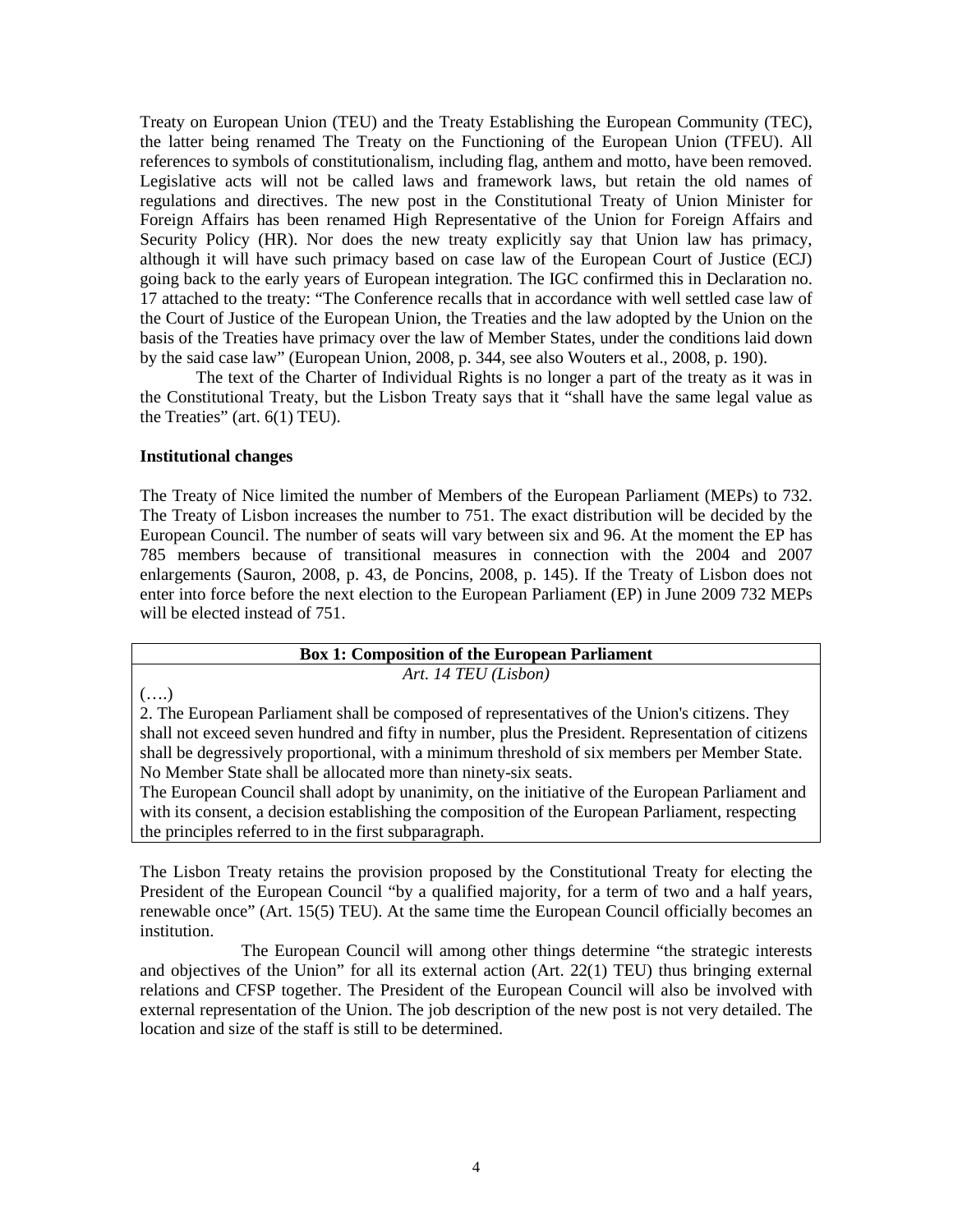Treaty on European Union (TEU) and the Treaty Establishing the European Community (TEC), the latter being renamed The Treaty on the Functioning of the European Union (TFEU). All references to symbols of constitutionalism, including flag, anthem and motto, have been removed. Legislative acts will not be called laws and framework laws, but retain the old names of regulations and directives. The new post in the Constitutional Treaty of Union Minister for Foreign Affairs has been renamed High Representative of the Union for Foreign Affairs and Security Policy (HR). Nor does the new treaty explicitly say that Union law has primacy, although it will have such primacy based on case law of the European Court of Justice (ECJ) going back to the early years of European integration. The IGC confirmed this in Declaration no. 17 attached to the treaty: "The Conference recalls that in accordance with well settled case law of the Court of Justice of the European Union, the Treaties and the law adopted by the Union on the basis of the Treaties have primacy over the law of Member States, under the conditions laid down by the said case law" (European Union, 2008, p. 344, see also Wouters et al., 2008, p. 190).

The text of the Charter of Individual Rights is no longer a part of the treaty as it was in the Constitutional Treaty, but the Lisbon Treaty says that it "shall have the same legal value as the Treaties" (art. 6(1) TEU).

**Institutional changes**

The Treaty of Nice limited the number of Members of the European Parliament (MEPs) to 732. The Treaty of Lisbon increases the number to 751. The exact distribution will be decided by the European Council. The number of seats will vary between six and 96. At the moment the EP has 785 members because of transitional measures in connection with the 2004 and 2007 enlargements (Sauron, 2008, p. 43, de Poncins, 2008, p. 145). If the Treaty of Lisbon does not enter into force before the next election to the European Parliament (EP) in June 2009 732 MEPs will be elected instead of 751.

| **Box 1: Composition of the European Parliament** |
|---|
| *Art. 14 TEU (Lisbon)* |
| (….)<br>2. The European Parliament shall be composed of representatives of the Union's citizens. They shall not exceed seven hundred and fifty in number, plus the President. Representation of citizens shall be degressively proportional, with a minimum threshold of six members per Member State. No Member State shall be allocated more than ninety-six seats.<br>The European Council shall adopt by unanimity, on the initiative of the European Parliament and with its consent, a decision establishing the composition of the European Parliament, respecting the principles referred to in the first subparagraph. |

The Lisbon Treaty retains the provision proposed by the Constitutional Treaty for electing the President of the European Council "by a qualified majority, for a term of two and a half years, renewable once" (Art. 15(5) TEU). At the same time the European Council officially becomes an institution.

The European Council will among other things determine "the strategic interests and objectives of the Union" for all its external action (Art. 22(1) TEU) thus bringing external relations and CFSP together. The President of the European Council will also be involved with external representation of the Union. The job description of the new post is not very detailed. The location and size of the staff is still to be determined.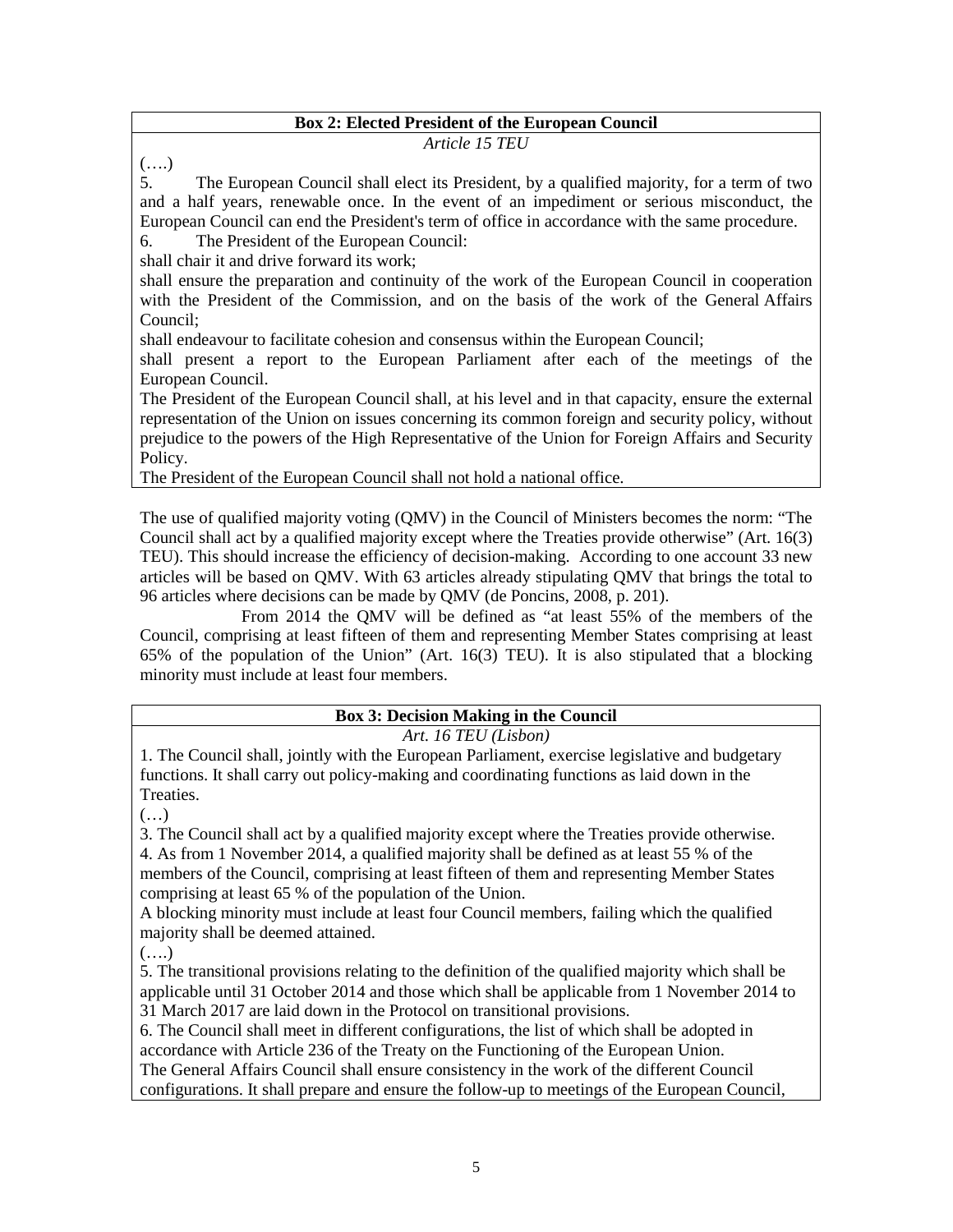**Box 2: Elected President of the European Council**

*Article 15 TEU*

(….)

5. The European Council shall elect its President, by a qualified majority, for a term of two and a half years, renewable once. In the event of an impediment or serious misconduct, the European Council can end the President's term of office in accordance with the same procedure.

6. The President of the European Council:

shall chair it and drive forward its work;

shall ensure the preparation and continuity of the work of the European Council in cooperation with the President of the Commission, and on the basis of the work of the General Affairs Council;

shall endeavour to facilitate cohesion and consensus within the European Council;

shall present a report to the European Parliament after each of the meetings of the European Council.

The President of the European Council shall, at his level and in that capacity, ensure the external representation of the Union on issues concerning its common foreign and security policy, without prejudice to the powers of the High Representative of the Union for Foreign Affairs and Security Policy.

The President of the European Council shall not hold a national office.

The use of qualified majority voting (QMV) in the Council of Ministers becomes the norm: "The Council shall act by a qualified majority except where the Treaties provide otherwise" (Art. 16(3) TEU). This should increase the efficiency of decision-making. According to one account 33 new articles will be based on QMV. With 63 articles already stipulating QMV that brings the total to 96 articles where decisions can be made by QMV (de Poncins, 2008, p. 201).

From 2014 the QMV will be defined as "at least 55% of the members of the Council, comprising at least fifteen of them and representing Member States comprising at least 65% of the population of the Union" (Art. 16(3) TEU). It is also stipulated that a blocking minority must include at least four members.

**Box 3: Decision Making in the Council**

*Art. 16 TEU (Lisbon)*

1. The Council shall, jointly with the European Parliament, exercise legislative and budgetary functions. It shall carry out policy-making and coordinating functions as laid down in the Treaties.

(…)

3. The Council shall act by a qualified majority except where the Treaties provide otherwise.

4. As from 1 November 2014, a qualified majority shall be defined as at least 55 % of the members of the Council, comprising at least fifteen of them and representing Member States comprising at least 65 % of the population of the Union.

A blocking minority must include at least four Council members, failing which the qualified majority shall be deemed attained.

(….)

5. The transitional provisions relating to the definition of the qualified majority which shall be applicable until 31 October 2014 and those which shall be applicable from 1 November 2014 to 31 March 2017 are laid down in the Protocol on transitional provisions.

6. The Council shall meet in different configurations, the list of which shall be adopted in accordance with Article 236 of the Treaty on the Functioning of the European Union.

The General Affairs Council shall ensure consistency in the work of the different Council configurations. It shall prepare and ensure the follow-up to meetings of the European Council,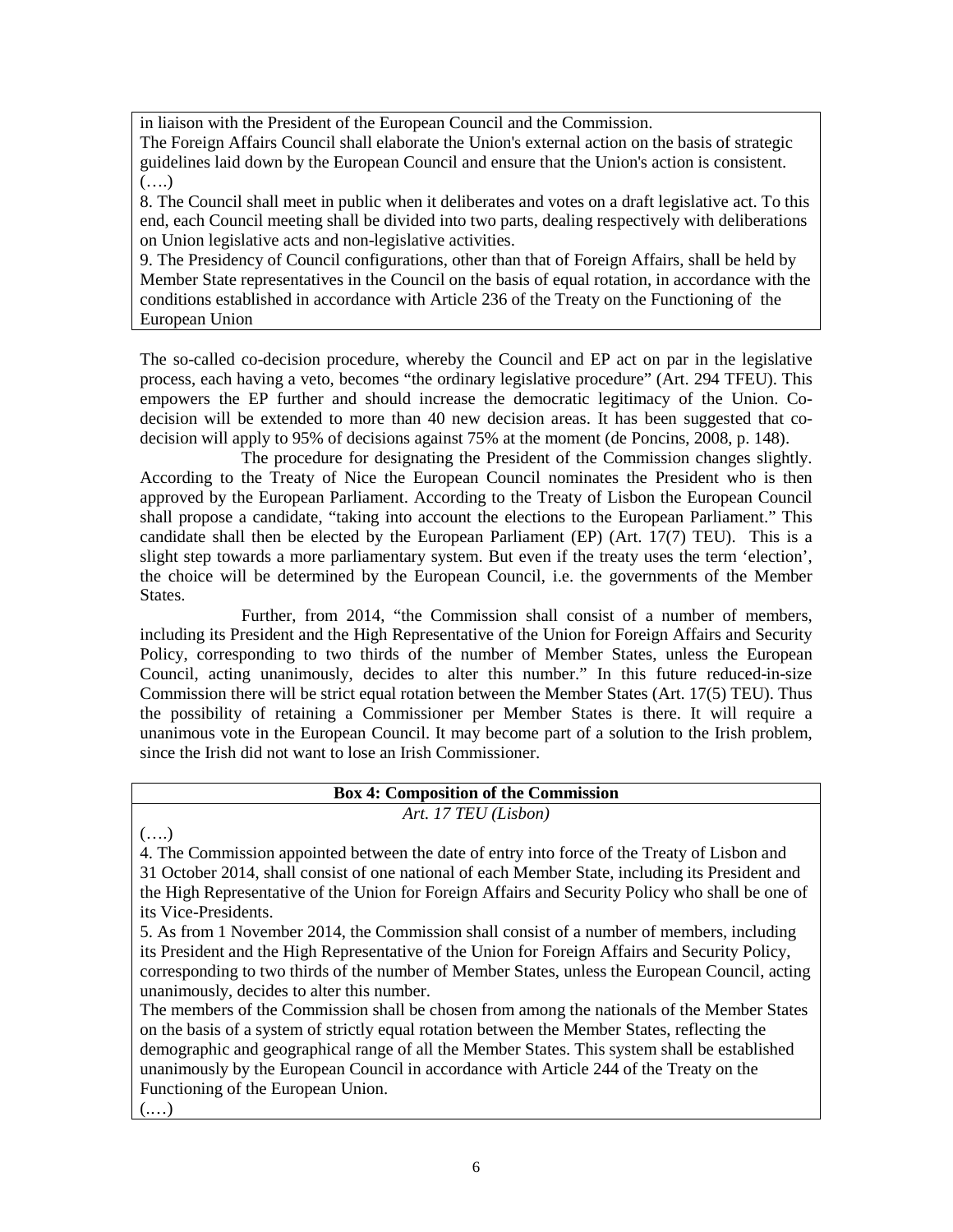in liaison with the President of the European Council and the Commission.
The Foreign Affairs Council shall elaborate the Union's external action on the basis of strategic guidelines laid down by the European Council and ensure that the Union's action is consistent.
(….)
8. The Council shall meet in public when it deliberates and votes on a draft legislative act. To this end, each Council meeting shall be divided into two parts, dealing respectively with deliberations on Union legislative acts and non-legislative activities.
9. The Presidency of Council configurations, other than that of Foreign Affairs, shall be held by Member State representatives in the Council on the basis of equal rotation, in accordance with the conditions established in accordance with Article 236 of the Treaty on the Functioning of the European Union

The so-called co-decision procedure, whereby the Council and EP act on par in the legislative process, each having a veto, becomes "the ordinary legislative procedure" (Art. 294 TFEU). This empowers the EP further and should increase the democratic legitimacy of the Union. Co-decision will be extended to more than 40 new decision areas. It has been suggested that co-decision will apply to 95% of decisions against 75% at the moment (de Poncins, 2008, p. 148).

The procedure for designating the President of the Commission changes slightly. According to the Treaty of Nice the European Council nominates the President who is then approved by the European Parliament. According to the Treaty of Lisbon the European Council shall propose a candidate, "taking into account the elections to the European Parliament." This candidate shall then be elected by the European Parliament (EP) (Art. 17(7) TEU). This is a slight step towards a more parliamentary system. But even if the treaty uses the term 'election', the choice will be determined by the European Council, i.e. the governments of the Member States.

Further, from 2014, "the Commission shall consist of a number of members, including its President and the High Representative of the Union for Foreign Affairs and Security Policy, corresponding to two thirds of the number of Member States, unless the European Council, acting unanimously, decides to alter this number." In this future reduced-in-size Commission there will be strict equal rotation between the Member States (Art. 17(5) TEU). Thus the possibility of retaining a Commissioner per Member States is there. It will require a unanimous vote in the European Council. It may become part of a solution to the Irish problem, since the Irish did not want to lose an Irish Commissioner.

**Box 4: Composition of the Commission**

*Art. 17 TEU (Lisbon)*

(….)
4. The Commission appointed between the date of entry into force of the Treaty of Lisbon and 31 October 2014, shall consist of one national of each Member State, including its President and the High Representative of the Union for Foreign Affairs and Security Policy who shall be one of its Vice-Presidents.
5. As from 1 November 2014, the Commission shall consist of a number of members, including its President and the High Representative of the Union for Foreign Affairs and Security Policy, corresponding to two thirds of the number of Member States, unless the European Council, acting unanimously, decides to alter this number.
The members of the Commission shall be chosen from among the nationals of the Member States on the basis of a system of strictly equal rotation between the Member States, reflecting the demographic and geographical range of all the Member States. This system shall be established unanimously by the European Council in accordance with Article 244 of the Treaty on the Functioning of the European Union.
(.…)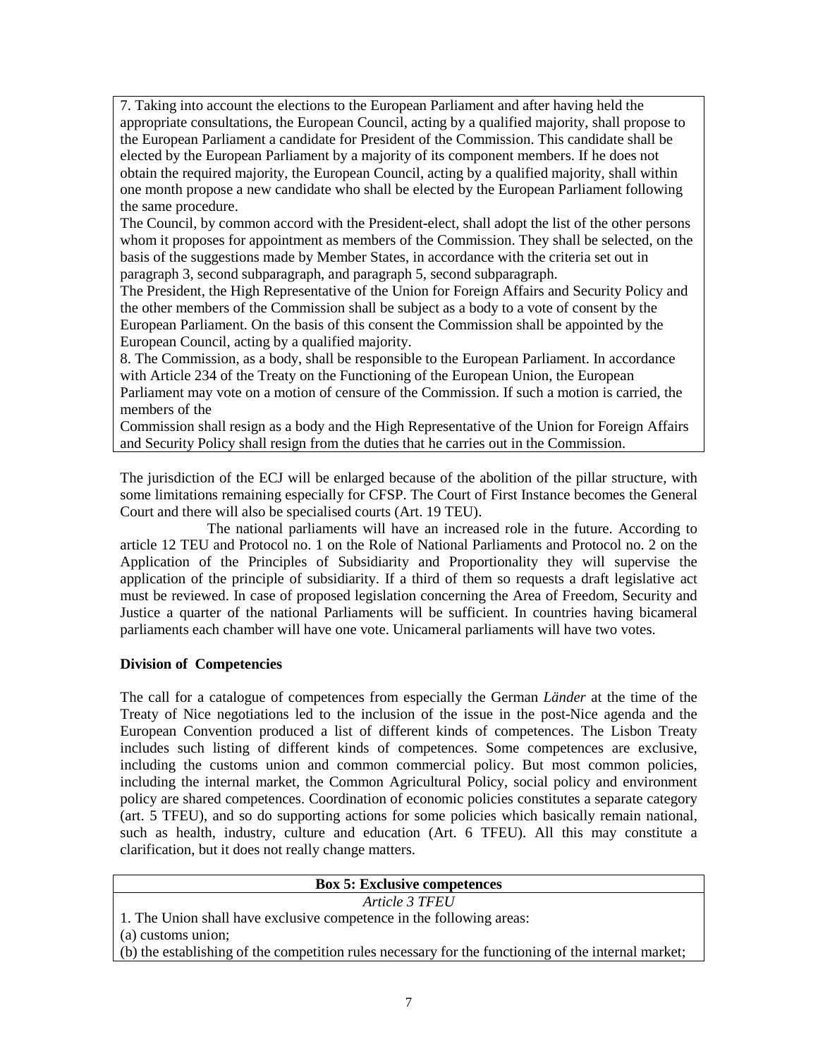7. Taking into account the elections to the European Parliament and after having held the appropriate consultations, the European Council, acting by a qualified majority, shall propose to the European Parliament a candidate for President of the Commission. This candidate shall be elected by the European Parliament by a majority of its component members. If he does not obtain the required majority, the European Council, acting by a qualified majority, shall within one month propose a new candidate who shall be elected by the European Parliament following the same procedure.

The Council, by common accord with the President-elect, shall adopt the list of the other persons whom it proposes for appointment as members of the Commission. They shall be selected, on the basis of the suggestions made by Member States, in accordance with the criteria set out in paragraph 3, second subparagraph, and paragraph 5, second subparagraph.

The President, the High Representative of the Union for Foreign Affairs and Security Policy and the other members of the Commission shall be subject as a body to a vote of consent by the European Parliament. On the basis of this consent the Commission shall be appointed by the European Council, acting by a qualified majority.

8. The Commission, as a body, shall be responsible to the European Parliament. In accordance with Article 234 of the Treaty on the Functioning of the European Union, the European Parliament may vote on a motion of censure of the Commission. If such a motion is carried, the members of the

Commission shall resign as a body and the High Representative of the Union for Foreign Affairs and Security Policy shall resign from the duties that he carries out in the Commission.

The jurisdiction of the ECJ will be enlarged because of the abolition of the pillar structure, with some limitations remaining especially for CFSP. The Court of First Instance becomes the General Court and there will also be specialised courts (Art. 19 TEU).

The national parliaments will have an increased role in the future. According to article 12 TEU and Protocol no. 1 on the Role of National Parliaments and Protocol no. 2 on the Application of the Principles of Subsidiarity and Proportionality they will supervise the application of the principle of subsidiarity. If a third of them so requests a draft legislative act must be reviewed. In case of proposed legislation concerning the Area of Freedom, Security and Justice a quarter of the national Parliaments will be sufficient. In countries having bicameral parliaments each chamber will have one vote. Unicameral parliaments will have two votes.

**Division of Competencies**

The call for a catalogue of competences from especially the German *Länder* at the time of the Treaty of Nice negotiations led to the inclusion of the issue in the post-Nice agenda and the European Convention produced a list of different kinds of competences. The Lisbon Treaty includes such listing of different kinds of competences. Some competences are exclusive, including the customs union and common commercial policy. But most common policies, including the internal market, the Common Agricultural Policy, social policy and environment policy are shared competences. Coordination of economic policies constitutes a separate category (art. 5 TFEU), and so do supporting actions for some policies which basically remain national, such as health, industry, culture and education (Art. 6 TFEU). All this may constitute a clarification, but it does not really change matters.

**Box 5: Exclusive competences**

*Article 3 TFEU*

1. The Union shall have exclusive competence in the following areas:

(a) customs union;

(b) the establishing of the competition rules necessary for the functioning of the internal market;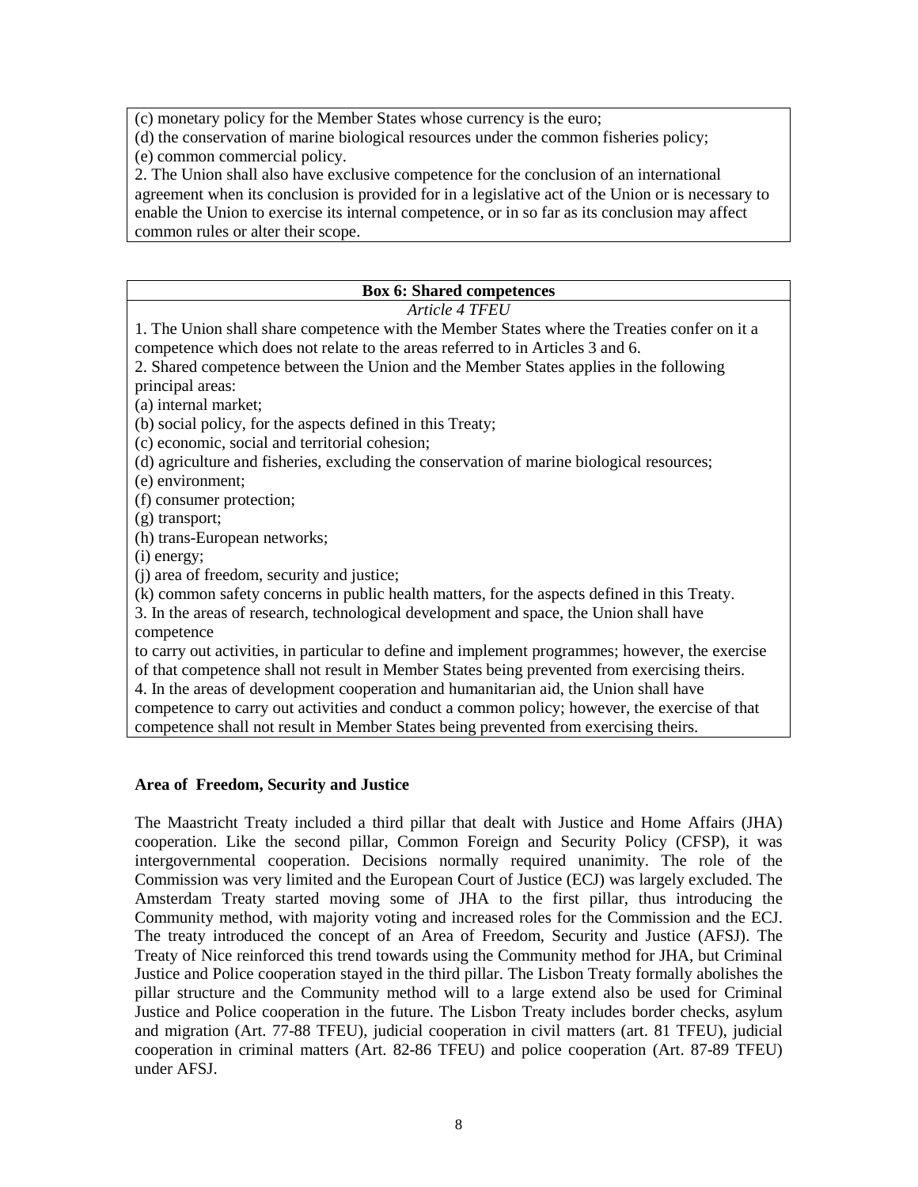(c) monetary policy for the Member States whose currency is the euro;
(d) the conservation of marine biological resources under the common fisheries policy;
(e) common commercial policy.
2. The Union shall also have exclusive competence for the conclusion of an international agreement when its conclusion is provided for in a legislative act of the Union or is necessary to enable the Union to exercise its internal competence, or in so far as its conclusion may affect common rules or alter their scope.

**Box 6: Shared competences**

*Article 4 TFEU*

1. The Union shall share competence with the Member States where the Treaties confer on it a competence which does not relate to the areas referred to in Articles 3 and 6.
2. Shared competence between the Union and the Member States applies in the following principal areas:
(a) internal market;
(b) social policy, for the aspects defined in this Treaty;
(c) economic, social and territorial cohesion;
(d) agriculture and fisheries, excluding the conservation of marine biological resources;
(e) environment;
(f) consumer protection;
(g) transport;
(h) trans-European networks;
(i) energy;
(j) area of freedom, security and justice;
(k) common safety concerns in public health matters, for the aspects defined in this Treaty.
3. In the areas of research, technological development and space, the Union shall have competence
to carry out activities, in particular to define and implement programmes; however, the exercise of that competence shall not result in Member States being prevented from exercising theirs.
4. In the areas of development cooperation and humanitarian aid, the Union shall have competence to carry out activities and conduct a common policy; however, the exercise of that competence shall not result in Member States being prevented from exercising theirs.

**Area of Freedom, Security and Justice**

The Maastricht Treaty included a third pillar that dealt with Justice and Home Affairs (JHA) cooperation. Like the second pillar, Common Foreign and Security Policy (CFSP), it was intergovernmental cooperation. Decisions normally required unanimity. The role of the Commission was very limited and the European Court of Justice (ECJ) was largely excluded. The Amsterdam Treaty started moving some of JHA to the first pillar, thus introducing the Community method, with majority voting and increased roles for the Commission and the ECJ. The treaty introduced the concept of an Area of Freedom, Security and Justice (AFSJ). The Treaty of Nice reinforced this trend towards using the Community method for JHA, but Criminal Justice and Police cooperation stayed in the third pillar. The Lisbon Treaty formally abolishes the pillar structure and the Community method will to a large extend also be used for Criminal Justice and Police cooperation in the future. The Lisbon Treaty includes border checks, asylum and migration (Art. 77-88 TFEU), judicial cooperation in civil matters (art. 81 TFEU), judicial cooperation in criminal matters (Art. 82-86 TFEU) and police cooperation (Art. 87-89 TFEU) under AFSJ.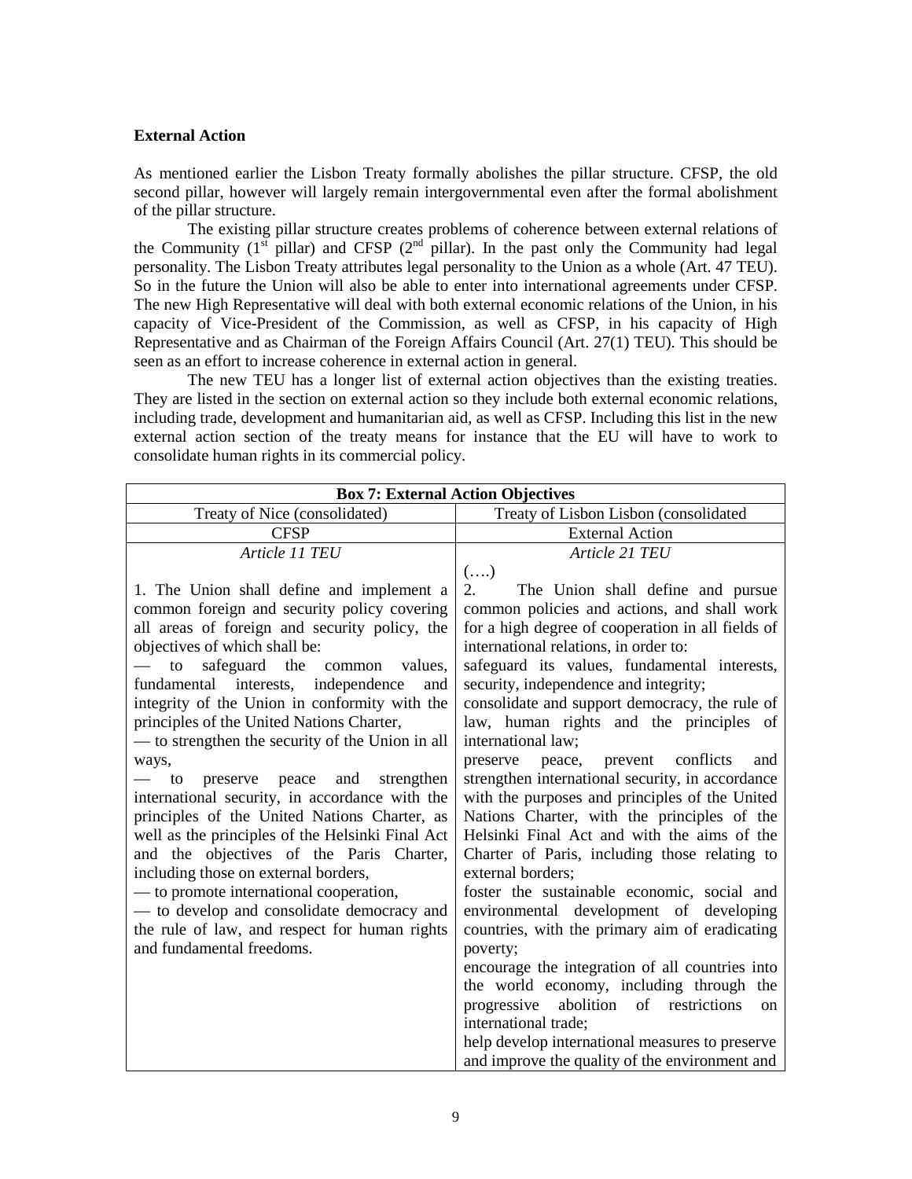**External Action**

As mentioned earlier the Lisbon Treaty formally abolishes the pillar structure. CFSP, the old second pillar, however will largely remain intergovernmental even after the formal abolishment of the pillar structure.

The existing pillar structure creates problems of coherence between external relations of the Community (1st pillar) and CFSP (2nd pillar). In the past only the Community had legal personality. The Lisbon Treaty attributes legal personality to the Union as a whole (Art. 47 TEU). So in the future the Union will also be able to enter into international agreements under CFSP. The new High Representative will deal with both external economic relations of the Union, in his capacity of Vice-President of the Commission, as well as CFSP, in his capacity of High Representative and as Chairman of the Foreign Affairs Council (Art. 27(1) TEU). This should be seen as an effort to increase coherence in external action in general.

The new TEU has a longer list of external action objectives than the existing treaties. They are listed in the section on external action so they include both external economic relations, including trade, development and humanitarian aid, as well as CFSP. Including this list in the new external action section of the treaty means for instance that the EU will have to work to consolidate human rights in its commercial policy.

| **Box 7: External Action Objectives** | |
|---|---|
| Treaty of Nice (consolidated) | Treaty of Lisbon Lisbon (consolidated |
| CFSP | External Action |
| *Article 11 TEU* | *Article 21 TEU* |
| 1. The Union shall define and implement a common foreign and security policy covering all areas of foreign and security policy, the objectives of which shall be:<br>— to safeguard the common values, fundamental interests, independence and integrity of the Union in conformity with the principles of the United Nations Charter,<br>— to strengthen the security of the Union in all ways,<br>— to preserve peace and strengthen international security, in accordance with the principles of the United Nations Charter, as well as the principles of the Helsinki Final Act and the objectives of the Paris Charter, including those on external borders,<br>— to promote international cooperation,<br>— to develop and consolidate democracy and the rule of law, and respect for human rights and fundamental freedoms. | (….)<br>2. The Union shall define and pursue common policies and actions, and shall work for a high degree of cooperation in all fields of international relations, in order to:<br>safeguard its values, fundamental interests, security, independence and integrity;<br>consolidate and support democracy, the rule of law, human rights and the principles of international law;<br>preserve peace, prevent conflicts and strengthen international security, in accordance with the purposes and principles of the United Nations Charter, with the principles of the Helsinki Final Act and with the aims of the Charter of Paris, including those relating to external borders;<br>foster the sustainable economic, social and environmental development of developing countries, with the primary aim of eradicating poverty;<br>encourage the integration of all countries into the world economy, including through the progressive abolition of restrictions on international trade;<br>help develop international measures to preserve and improve the quality of the environment and |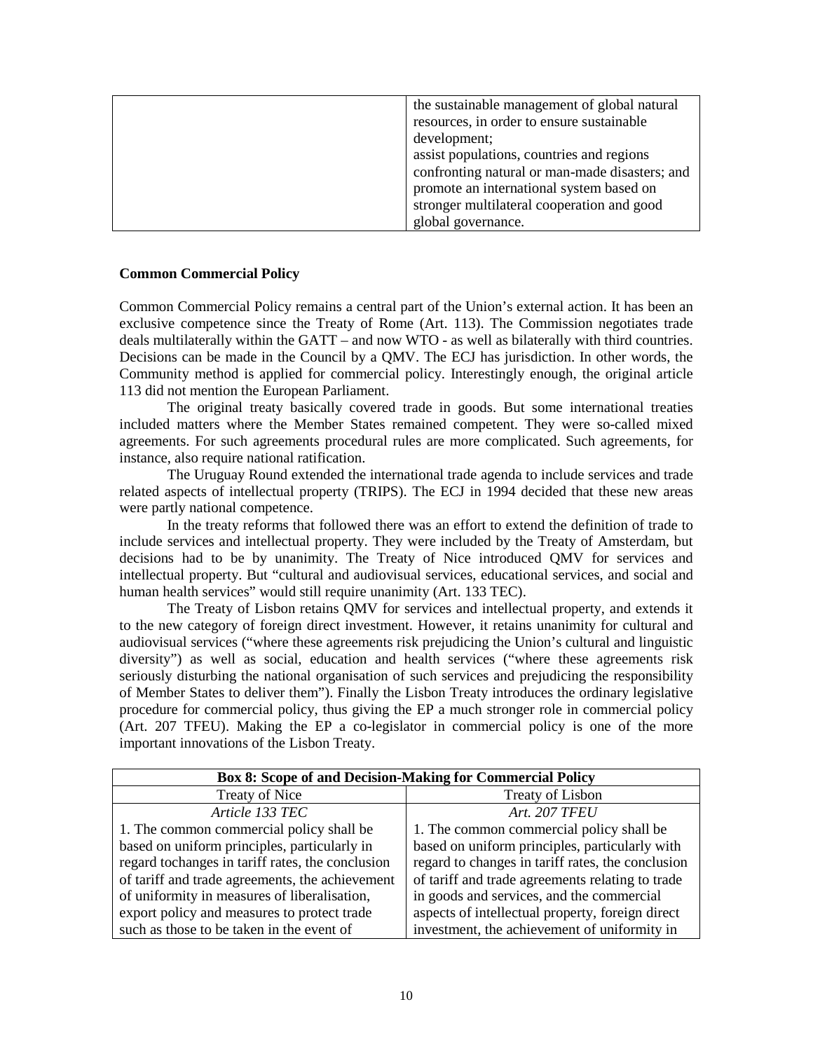| | |
|---|---|
| | the sustainable management of global natural resources, in order to ensure sustainable development;<br>assist populations, countries and regions confronting natural or man-made disasters; and<br>promote an international system based on stronger multilateral cooperation and good global governance. |

**Common Commercial Policy**

Common Commercial Policy remains a central part of the Union's external action. It has been an exclusive competence since the Treaty of Rome (Art. 113). The Commission negotiates trade deals multilaterally within the GATT – and now WTO - as well as bilaterally with third countries. Decisions can be made in the Council by a QMV. The ECJ has jurisdiction. In other words, the Community method is applied for commercial policy. Interestingly enough, the original article 113 did not mention the European Parliament.

The original treaty basically covered trade in goods. But some international treaties included matters where the Member States remained competent. They were so-called mixed agreements. For such agreements procedural rules are more complicated. Such agreements, for instance, also require national ratification.

The Uruguay Round extended the international trade agenda to include services and trade related aspects of intellectual property (TRIPS). The ECJ in 1994 decided that these new areas were partly national competence.

In the treaty reforms that followed there was an effort to extend the definition of trade to include services and intellectual property. They were included by the Treaty of Amsterdam, but decisions had to be by unanimity. The Treaty of Nice introduced QMV for services and intellectual property. But "cultural and audiovisual services, educational services, and social and human health services" would still require unanimity (Art. 133 TEC).

The Treaty of Lisbon retains QMV for services and intellectual property, and extends it to the new category of foreign direct investment. However, it retains unanimity for cultural and audiovisual services ("where these agreements risk prejudicing the Union's cultural and linguistic diversity") as well as social, education and health services ("where these agreements risk seriously disturbing the national organisation of such services and prejudicing the responsibility of Member States to deliver them"). Finally the Lisbon Treaty introduces the ordinary legislative procedure for commercial policy, thus giving the EP a much stronger role in commercial policy (Art. 207 TFEU). Making the EP a co-legislator in commercial policy is one of the more important innovations of the Lisbon Treaty.

| **Box 8: Scope of and Decision-Making for Commercial Policy** | |
|---|---|
| Treaty of Nice | Treaty of Lisbon |
| *Article 133 TEC* | *Art. 207 TFEU* |
| 1. The common commercial policy shall be based on uniform principles, particularly in regard tochanges in tariff rates, the conclusion of tariff and trade agreements, the achievement of uniformity in measures of liberalisation, export policy and measures to protect trade such as those to be taken in the event of | 1. The common commercial policy shall be based on uniform principles, particularly with regard to changes in tariff rates, the conclusion of tariff and trade agreements relating to trade in goods and services, and the commercial aspects of intellectual property, foreign direct investment, the achievement of uniformity in |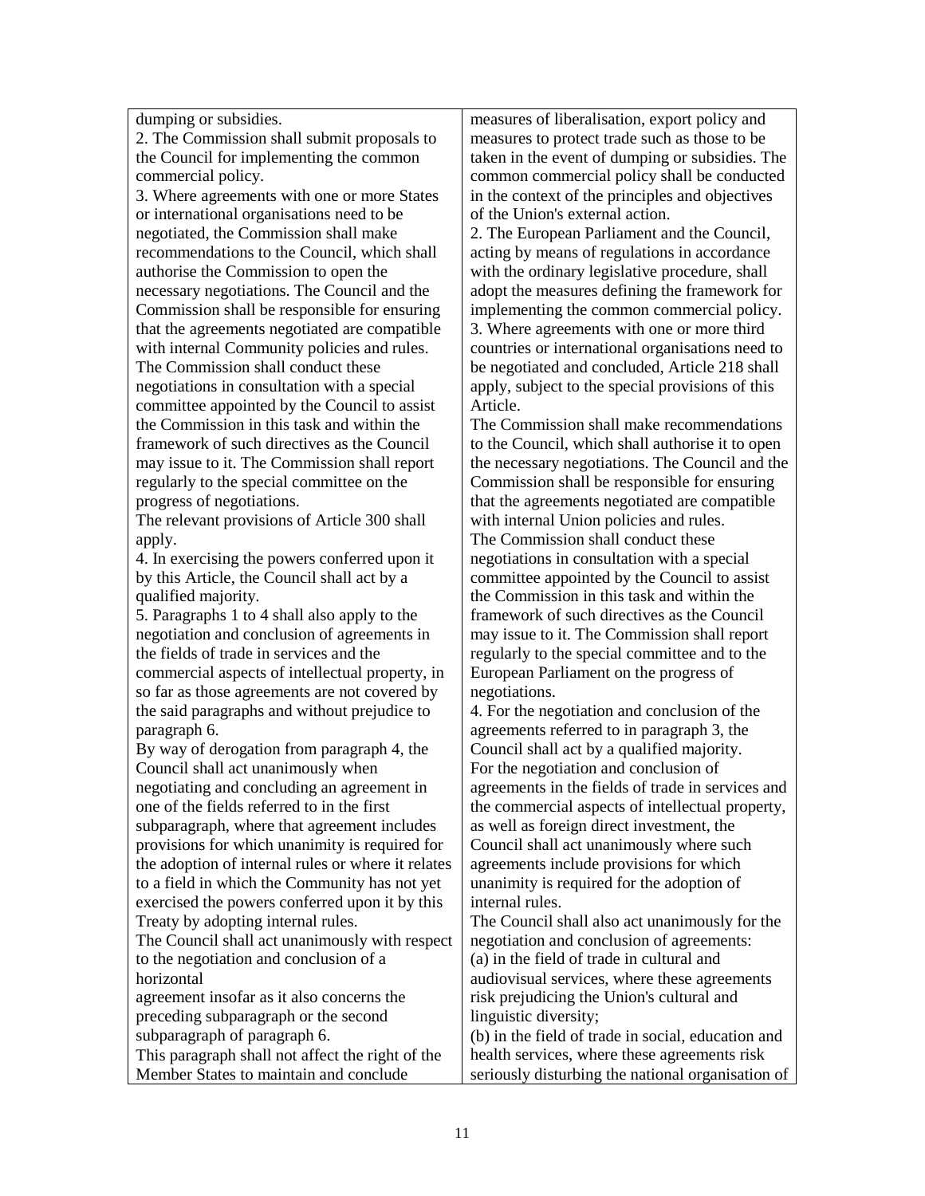| | |
|---|---|
| dumping or subsidies.<br>2. The Commission shall submit proposals to the Council for implementing the common commercial policy.<br>3. Where agreements with one or more States or international organisations need to be negotiated, the Commission shall make recommendations to the Council, which shall authorise the Commission to open the necessary negotiations. The Council and the Commission shall be responsible for ensuring that the agreements negotiated are compatible with internal Community policies and rules.<br>The Commission shall conduct these negotiations in consultation with a special committee appointed by the Council to assist the Commission in this task and within the framework of such directives as the Council may issue to it. The Commission shall report regularly to the special committee on the progress of negotiations.<br>The relevant provisions of Article 300 shall apply.<br>4. In exercising the powers conferred upon it by this Article, the Council shall act by a qualified majority.<br>5. Paragraphs 1 to 4 shall also apply to the negotiation and conclusion of agreements in the fields of trade in services and the commercial aspects of intellectual property, in so far as those agreements are not covered by the said paragraphs and without prejudice to paragraph 6.<br>By way of derogation from paragraph 4, the Council shall act unanimously when negotiating and concluding an agreement in one of the fields referred to in the first subparagraph, where that agreement includes provisions for which unanimity is required for the adoption of internal rules or where it relates to a field in which the Community has not yet exercised the powers conferred upon it by this Treaty by adopting internal rules.<br>The Council shall act unanimously with respect to the negotiation and conclusion of a horizontal agreement insofar as it also concerns the preceding subparagraph or the second subparagraph of paragraph 6.<br>This paragraph shall not affect the right of the Member States to maintain and conclude | measures of liberalisation, export policy and measures to protect trade such as those to be taken in the event of dumping or subsidies. The common commercial policy shall be conducted in the context of the principles and objectives of the Union's external action.<br>2. The European Parliament and the Council, acting by means of regulations in accordance with the ordinary legislative procedure, shall adopt the measures defining the framework for implementing the common commercial policy.<br>3. Where agreements with one or more third countries or international organisations need to be negotiated and concluded, Article 218 shall apply, subject to the special provisions of this Article.<br>The Commission shall make recommendations to the Council, which shall authorise it to open the necessary negotiations. The Council and the Commission shall be responsible for ensuring that the agreements negotiated are compatible with internal Union policies and rules.<br>The Commission shall conduct these negotiations in consultation with a special committee appointed by the Council to assist the Commission in this task and within the framework of such directives as the Council may issue to it. The Commission shall report regularly to the special committee and to the European Parliament on the progress of negotiations.<br>4. For the negotiation and conclusion of the agreements referred to in paragraph 3, the Council shall act by a qualified majority.<br>For the negotiation and conclusion of agreements in the fields of trade in services and the commercial aspects of intellectual property, as well as foreign direct investment, the Council shall act unanimously where such agreements include provisions for which unanimity is required for the adoption of internal rules.<br>The Council shall also act unanimously for the negotiation and conclusion of agreements:<br>(a) in the field of trade in cultural and audiovisual services, where these agreements risk prejudicing the Union's cultural and linguistic diversity;<br>(b) in the field of trade in social, education and health services, where these agreements risk seriously disturbing the national organisation of |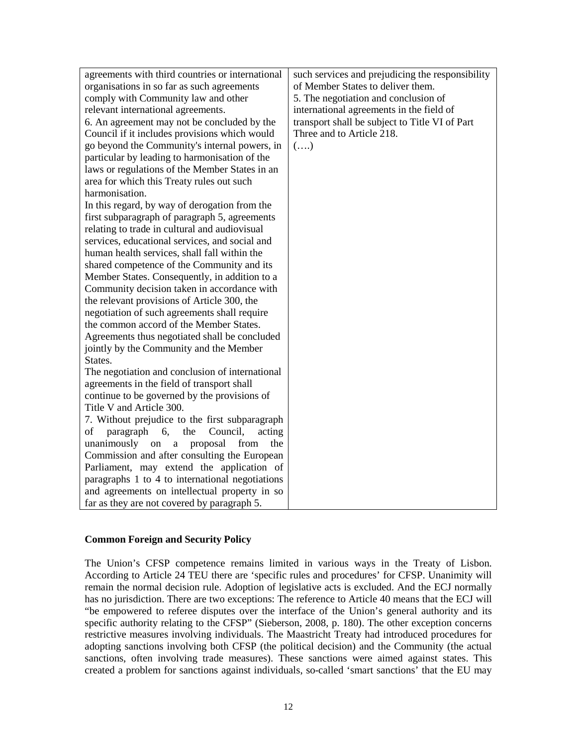| | |
|---|---|
| agreements with third countries or international organisations in so far as such agreements comply with Community law and other relevant international agreements.<br>6. An agreement may not be concluded by the Council if it includes provisions which would go beyond the Community's internal powers, in particular by leading to harmonisation of the laws or regulations of the Member States in an area for which this Treaty rules out such harmonisation.<br>In this regard, by way of derogation from the first subparagraph of paragraph 5, agreements relating to trade in cultural and audiovisual services, educational services, and social and human health services, shall fall within the shared competence of the Community and its Member States. Consequently, in addition to a Community decision taken in accordance with the relevant provisions of Article 300, the negotiation of such agreements shall require the common accord of the Member States. Agreements thus negotiated shall be concluded jointly by the Community and the Member States.<br>The negotiation and conclusion of international agreements in the field of transport shall continue to be governed by the provisions of Title V and Article 300.<br>7. Without prejudice to the first subparagraph of paragraph 6, the Council, acting unanimously on a proposal from the Commission and after consulting the European Parliament, may extend the application of paragraphs 1 to 4 to international negotiations and agreements on intellectual property in so far as they are not covered by paragraph 5. | such services and prejudicing the responsibility of Member States to deliver them.<br>5. The negotiation and conclusion of international agreements in the field of transport shall be subject to Title VI of Part Three and to Article 218.<br>(….) |

**Common Foreign and Security Policy**

The Union's CFSP competence remains limited in various ways in the Treaty of Lisbon. According to Article 24 TEU there are 'specific rules and procedures' for CFSP. Unanimity will remain the normal decision rule. Adoption of legislative acts is excluded. And the ECJ normally has no jurisdiction. There are two exceptions: The reference to Article 40 means that the ECJ will "be empowered to referee disputes over the interface of the Union's general authority and its specific authority relating to the CFSP" (Sieberson, 2008, p. 180). The other exception concerns restrictive measures involving individuals. The Maastricht Treaty had introduced procedures for adopting sanctions involving both CFSP (the political decision) and the Community (the actual sanctions, often involving trade measures). These sanctions were aimed against states. This created a problem for sanctions against individuals, so-called 'smart sanctions' that the EU may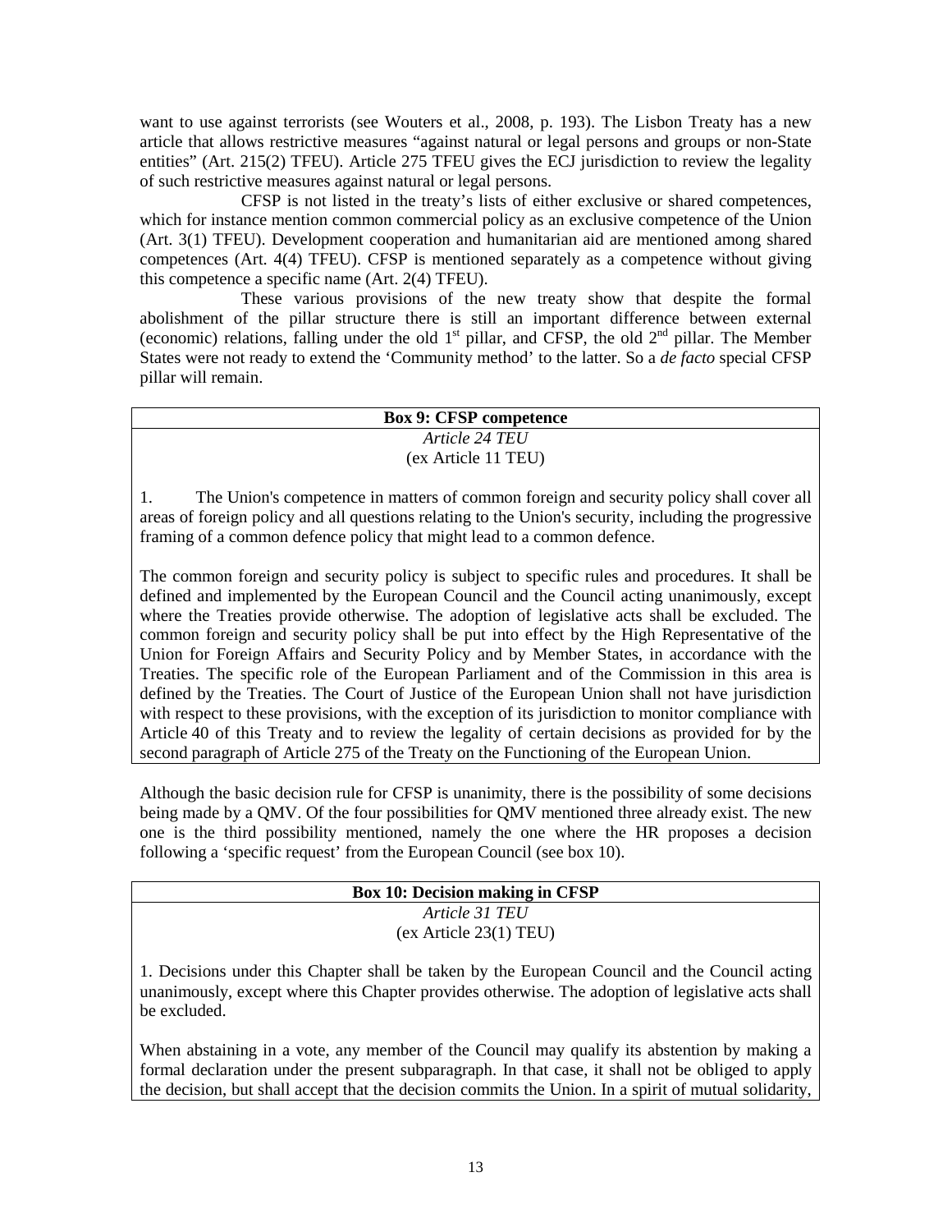want to use against terrorists (see Wouters et al., 2008, p. 193). The Lisbon Treaty has a new article that allows restrictive measures "against natural or legal persons and groups or non-State entities" (Art. 215(2) TFEU). Article 275 TFEU gives the ECJ jurisdiction to review the legality of such restrictive measures against natural or legal persons.

CFSP is not listed in the treaty's lists of either exclusive or shared competences, which for instance mention common commercial policy as an exclusive competence of the Union (Art. 3(1) TFEU). Development cooperation and humanitarian aid are mentioned among shared competences (Art. 4(4) TFEU). CFSP is mentioned separately as a competence without giving this competence a specific name (Art. 2(4) TFEU).

These various provisions of the new treaty show that despite the formal abolishment of the pillar structure there is still an important difference between external (economic) relations, falling under the old 1st pillar, and CFSP, the old 2nd pillar. The Member States were not ready to extend the 'Community method' to the latter. So a *de facto* special CFSP pillar will remain.

**Box 9: CFSP competence**

*Article 24 TEU*
(ex Article 11 TEU)

1. The Union's competence in matters of common foreign and security policy shall cover all areas of foreign policy and all questions relating to the Union's security, including the progressive framing of a common defence policy that might lead to a common defence.

The common foreign and security policy is subject to specific rules and procedures. It shall be defined and implemented by the European Council and the Council acting unanimously, except where the Treaties provide otherwise. The adoption of legislative acts shall be excluded. The common foreign and security policy shall be put into effect by the High Representative of the Union for Foreign Affairs and Security Policy and by Member States, in accordance with the Treaties. The specific role of the European Parliament and of the Commission in this area is defined by the Treaties. The Court of Justice of the European Union shall not have jurisdiction with respect to these provisions, with the exception of its jurisdiction to monitor compliance with Article 40 of this Treaty and to review the legality of certain decisions as provided for by the second paragraph of Article 275 of the Treaty on the Functioning of the European Union.

Although the basic decision rule for CFSP is unanimity, there is the possibility of some decisions being made by a QMV. Of the four possibilities for QMV mentioned three already exist. The new one is the third possibility mentioned, namely the one where the HR proposes a decision following a 'specific request' from the European Council (see box 10).

**Box 10: Decision making in CFSP**

*Article 31 TEU*
(ex Article 23(1) TEU)

1. Decisions under this Chapter shall be taken by the European Council and the Council acting unanimously, except where this Chapter provides otherwise. The adoption of legislative acts shall be excluded.

When abstaining in a vote, any member of the Council may qualify its abstention by making a formal declaration under the present subparagraph. In that case, it shall not be obliged to apply the decision, but shall accept that the decision commits the Union. In a spirit of mutual solidarity,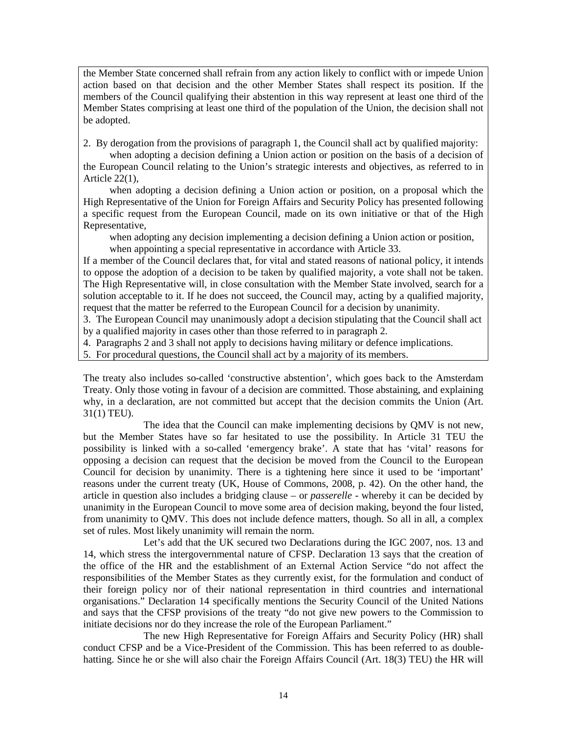the Member State concerned shall refrain from any action likely to conflict with or impede Union action based on that decision and the other Member States shall respect its position. If the members of the Council qualifying their abstention in this way represent at least one third of the Member States comprising at least one third of the population of the Union, the decision shall not be adopted.

2. By derogation from the provisions of paragraph 1, the Council shall act by qualified majority:

when adopting a decision defining a Union action or position on the basis of a decision of the European Council relating to the Union's strategic interests and objectives, as referred to in Article 22(1),

when adopting a decision defining a Union action or position, on a proposal which the High Representative of the Union for Foreign Affairs and Security Policy has presented following a specific request from the European Council, made on its own initiative or that of the High Representative,

when adopting any decision implementing a decision defining a Union action or position,

when appointing a special representative in accordance with Article 33.

If a member of the Council declares that, for vital and stated reasons of national policy, it intends to oppose the adoption of a decision to be taken by qualified majority, a vote shall not be taken. The High Representative will, in close consultation with the Member State involved, search for a solution acceptable to it. If he does not succeed, the Council may, acting by a qualified majority, request that the matter be referred to the European Council for a decision by unanimity.

3. The European Council may unanimously adopt a decision stipulating that the Council shall act by a qualified majority in cases other than those referred to in paragraph 2.

4. Paragraphs 2 and 3 shall not apply to decisions having military or defence implications.

5. For procedural questions, the Council shall act by a majority of its members.

The treaty also includes so-called 'constructive abstention', which goes back to the Amsterdam Treaty. Only those voting in favour of a decision are committed. Those abstaining, and explaining why, in a declaration, are not committed but accept that the decision commits the Union (Art. 31(1) TEU).

The idea that the Council can make implementing decisions by QMV is not new, but the Member States have so far hesitated to use the possibility. In Article 31 TEU the possibility is linked with a so-called 'emergency brake'. A state that has 'vital' reasons for opposing a decision can request that the decision be moved from the Council to the European Council for decision by unanimity. There is a tightening here since it used to be 'important' reasons under the current treaty (UK, House of Commons, 2008, p. 42). On the other hand, the article in question also includes a bridging clause – or *passerelle* - whereby it can be decided by unanimity in the European Council to move some area of decision making, beyond the four listed, from unanimity to QMV. This does not include defence matters, though. So all in all, a complex set of rules. Most likely unanimity will remain the norm.

Let's add that the UK secured two Declarations during the IGC 2007, nos. 13 and 14, which stress the intergovernmental nature of CFSP. Declaration 13 says that the creation of the office of the HR and the establishment of an External Action Service "do not affect the responsibilities of the Member States as they currently exist, for the formulation and conduct of their foreign policy nor of their national representation in third countries and international organisations." Declaration 14 specifically mentions the Security Council of the United Nations and says that the CFSP provisions of the treaty "do not give new powers to the Commission to initiate decisions nor do they increase the role of the European Parliament."

The new High Representative for Foreign Affairs and Security Policy (HR) shall conduct CFSP and be a Vice-President of the Commission. This has been referred to as double-hatting. Since he or she will also chair the Foreign Affairs Council (Art. 18(3) TEU) the HR will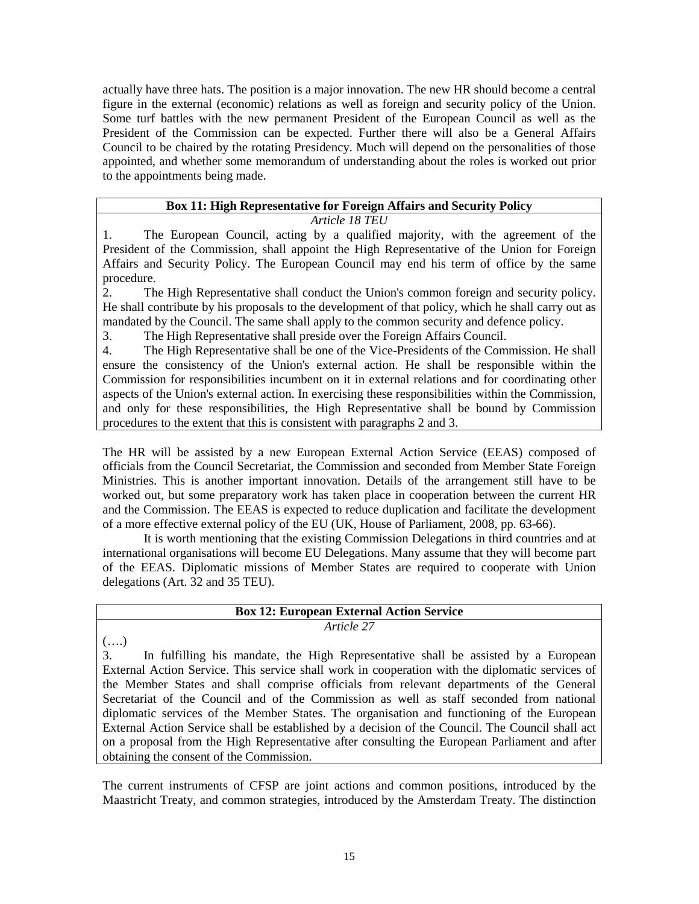actually have three hats. The position is a major innovation. The new HR should become a central figure in the external (economic) relations as well as foreign and security policy of the Union. Some turf battles with the new permanent President of the European Council as well as the President of the Commission can be expected. Further there will also be a General Affairs Council to be chaired by the rotating Presidency. Much will depend on the personalities of those appointed, and whether some memorandum of understanding about the roles is worked out prior to the appointments being made.

**Box 11: High Representative for Foreign Affairs and Security Policy**

*Article 18 TEU*

1. The European Council, acting by a qualified majority, with the agreement of the President of the Commission, shall appoint the High Representative of the Union for Foreign Affairs and Security Policy. The European Council may end his term of office by the same procedure.
2. The High Representative shall conduct the Union's common foreign and security policy. He shall contribute by his proposals to the development of that policy, which he shall carry out as mandated by the Council. The same shall apply to the common security and defence policy.
3. The High Representative shall preside over the Foreign Affairs Council.
4. The High Representative shall be one of the Vice-Presidents of the Commission. He shall ensure the consistency of the Union's external action. He shall be responsible within the Commission for responsibilities incumbent on it in external relations and for coordinating other aspects of the Union's external action. In exercising these responsibilities within the Commission, and only for these responsibilities, the High Representative shall be bound by Commission procedures to the extent that this is consistent with paragraphs 2 and 3.

The HR will be assisted by a new European External Action Service (EEAS) composed of officials from the Council Secretariat, the Commission and seconded from Member State Foreign Ministries. This is another important innovation. Details of the arrangement still have to be worked out, but some preparatory work has taken place in cooperation between the current HR and the Commission. The EEAS is expected to reduce duplication and facilitate the development of a more effective external policy of the EU (UK, House of Parliament, 2008, pp. 63-66).

It is worth mentioning that the existing Commission Delegations in third countries and at international organisations will become EU Delegations. Many assume that they will become part of the EEAS. Diplomatic missions of Member States are required to cooperate with Union delegations (Art. 32 and 35 TEU).

**Box 12: European External Action Service**

*Article 27*

(….)

3. In fulfilling his mandate, the High Representative shall be assisted by a European External Action Service. This service shall work in cooperation with the diplomatic services of the Member States and shall comprise officials from relevant departments of the General Secretariat of the Council and of the Commission as well as staff seconded from national diplomatic services of the Member States. The organisation and functioning of the European External Action Service shall be established by a decision of the Council. The Council shall act on a proposal from the High Representative after consulting the European Parliament and after obtaining the consent of the Commission.

The current instruments of CFSP are joint actions and common positions, introduced by the Maastricht Treaty, and common strategies, introduced by the Amsterdam Treaty. The distinction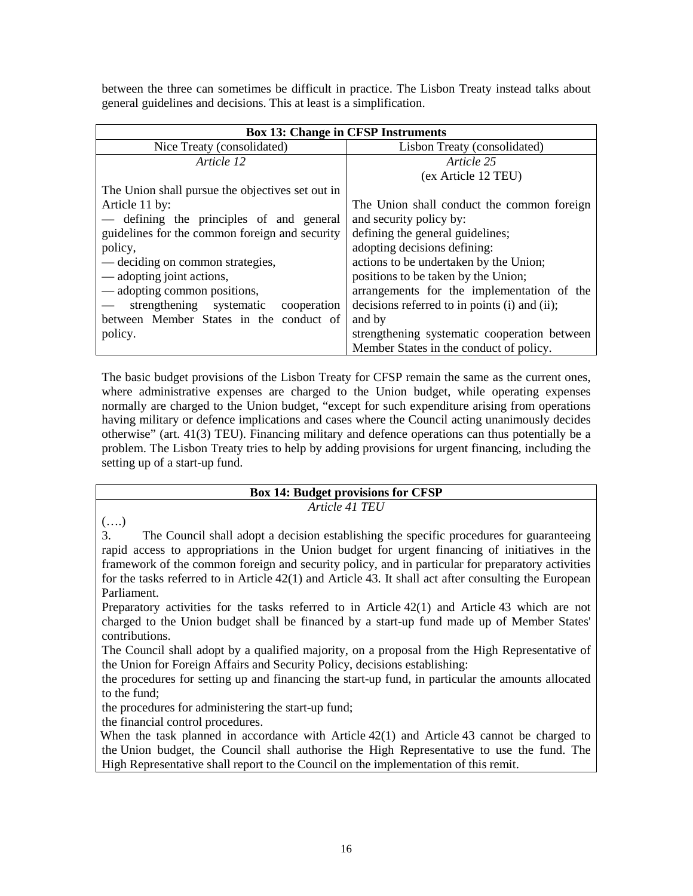between the three can sometimes be difficult in practice. The Lisbon Treaty instead talks about general guidelines and decisions. This at least is a simplification.

| **Box 13: Change in CFSP Instruments** | |
|---|---|
| Nice Treaty (consolidated) | Lisbon Treaty (consolidated) |
| *Article 12*<br><br>The Union shall pursue the objectives set out in Article 11 by:<br>— defining the principles of and general guidelines for the common foreign and security policy,<br>— deciding on common strategies,<br>— adopting joint actions,<br>— adopting common positions,<br>— strengthening systematic cooperation between Member States in the conduct of policy. | *Article 25*<br>(ex Article 12 TEU)<br><br>The Union shall conduct the common foreign and security policy by:<br>defining the general guidelines;<br>adopting decisions defining:<br>actions to be undertaken by the Union;<br>positions to be taken by the Union;<br>arrangements for the implementation of the decisions referred to in points (i) and (ii);<br>and by<br>strengthening systematic cooperation between Member States in the conduct of policy. |

The basic budget provisions of the Lisbon Treaty for CFSP remain the same as the current ones, where administrative expenses are charged to the Union budget, while operating expenses normally are charged to the Union budget, "except for such expenditure arising from operations having military or defence implications and cases where the Council acting unanimously decides otherwise" (art. 41(3) TEU). Financing military and defence operations can thus potentially be a problem. The Lisbon Treaty tries to help by adding provisions for urgent financing, including the setting up of a start-up fund.

**Box 14: Budget provisions for CFSP**

*Article 41 TEU*

(….)

3. The Council shall adopt a decision establishing the specific procedures for guaranteeing rapid access to appropriations in the Union budget for urgent financing of initiatives in the framework of the common foreign and security policy, and in particular for preparatory activities for the tasks referred to in Article 42(1) and Article 43. It shall act after consulting the European Parliament.

Preparatory activities for the tasks referred to in Article 42(1) and Article 43 which are not charged to the Union budget shall be financed by a start-up fund made up of Member States' contributions.

The Council shall adopt by a qualified majority, on a proposal from the High Representative of the Union for Foreign Affairs and Security Policy, decisions establishing:

the procedures for setting up and financing the start-up fund, in particular the amounts allocated to the fund;

the procedures for administering the start-up fund;

the financial control procedures.

When the task planned in accordance with Article 42(1) and Article 43 cannot be charged to the Union budget, the Council shall authorise the High Representative to use the fund. The High Representative shall report to the Council on the implementation of this remit.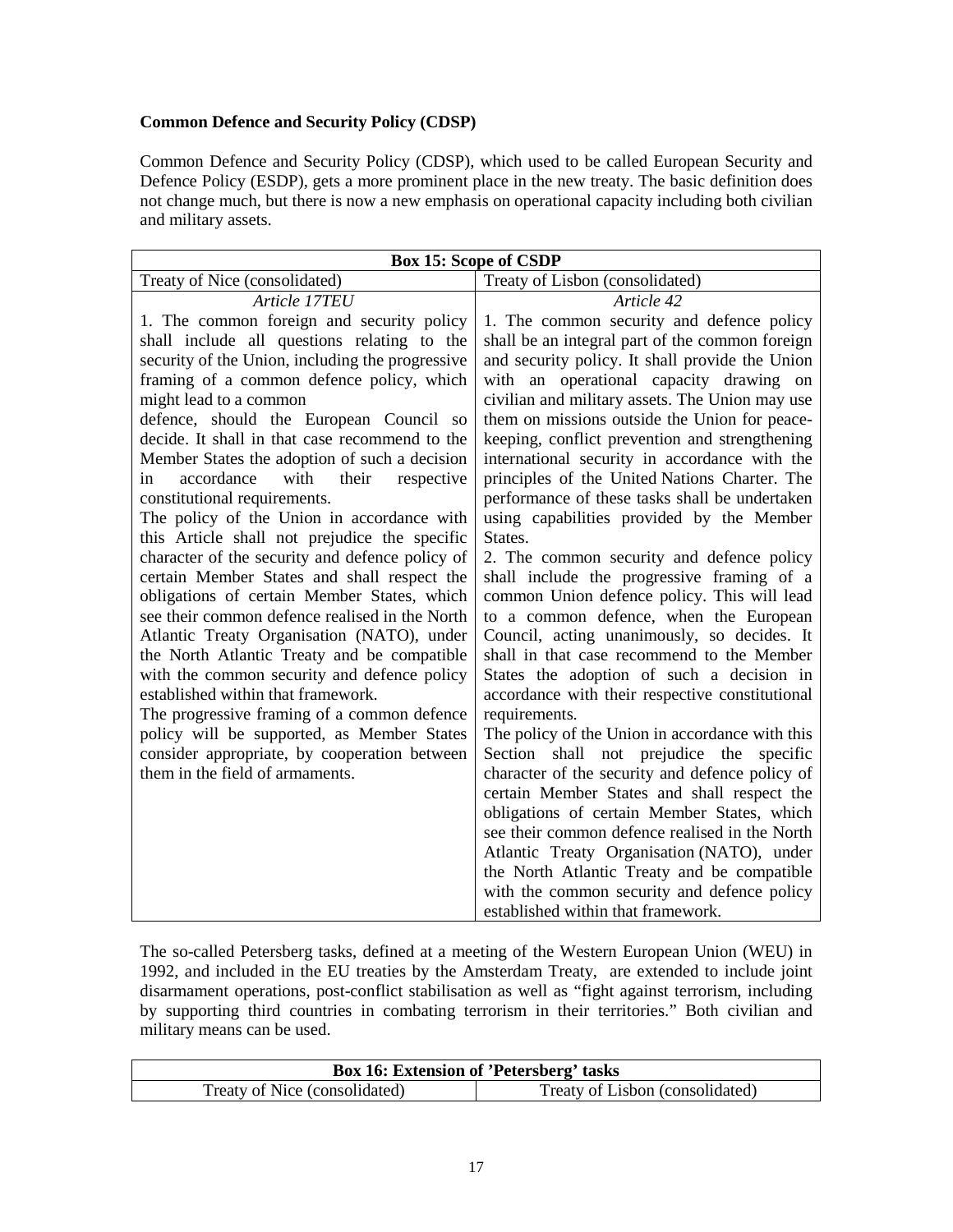**Common Defence and Security Policy (CDSP)**

Common Defence and Security Policy (CDSP), which used to be called European Security and Defence Policy (ESDP), gets a more prominent place in the new treaty. The basic definition does not change much, but there is now a new emphasis on operational capacity including both civilian and military assets.

| **Box 15: Scope of CSDP** | |
|---|---|
| Treaty of Nice (consolidated) | Treaty of Lisbon (consolidated) |
| *Article 17TEU* | *Article 42* |
| 1. The common foreign and security policy shall include all questions relating to the security of the Union, including the progressive framing of a common defence policy, which might lead to a common defence, should the European Council so decide. It shall in that case recommend to the Member States the adoption of such a decision in accordance with their respective constitutional requirements.<br>The policy of the Union in accordance with this Article shall not prejudice the specific character of the security and defence policy of certain Member States and shall respect the obligations of certain Member States, which see their common defence realised in the North Atlantic Treaty Organisation (NATO), under the North Atlantic Treaty and be compatible with the common security and defence policy established within that framework.<br>The progressive framing of a common defence policy will be supported, as Member States consider appropriate, by cooperation between them in the field of armaments. | 1. The common security and defence policy shall be an integral part of the common foreign and security policy. It shall provide the Union with an operational capacity drawing on civilian and military assets. The Union may use them on missions outside the Union for peace-keeping, conflict prevention and strengthening international security in accordance with the principles of the United Nations Charter. The performance of these tasks shall be undertaken using capabilities provided by the Member States.<br>2. The common security and defence policy shall include the progressive framing of a common Union defence policy. This will lead to a common defence, when the European Council, acting unanimously, so decides. It shall in that case recommend to the Member States the adoption of such a decision in accordance with their respective constitutional requirements.<br>The policy of the Union in accordance with this Section shall not prejudice the specific character of the security and defence policy of certain Member States and shall respect the obligations of certain Member States, which see their common defence realised in the North Atlantic Treaty Organisation (NATO), under the North Atlantic Treaty and be compatible with the common security and defence policy established within that framework. |

The so-called Petersberg tasks, defined at a meeting of the Western European Union (WEU) in 1992, and included in the EU treaties by the Amsterdam Treaty, are extended to include joint disarmament operations, post-conflict stabilisation as well as "fight against terrorism, including by supporting third countries in combating terrorism in their territories." Both civilian and military means can be used.

| **Box 16: Extension of 'Petersberg' tasks** | |
|---|---|
| Treaty of Nice (consolidated) | Treaty of Lisbon (consolidated) |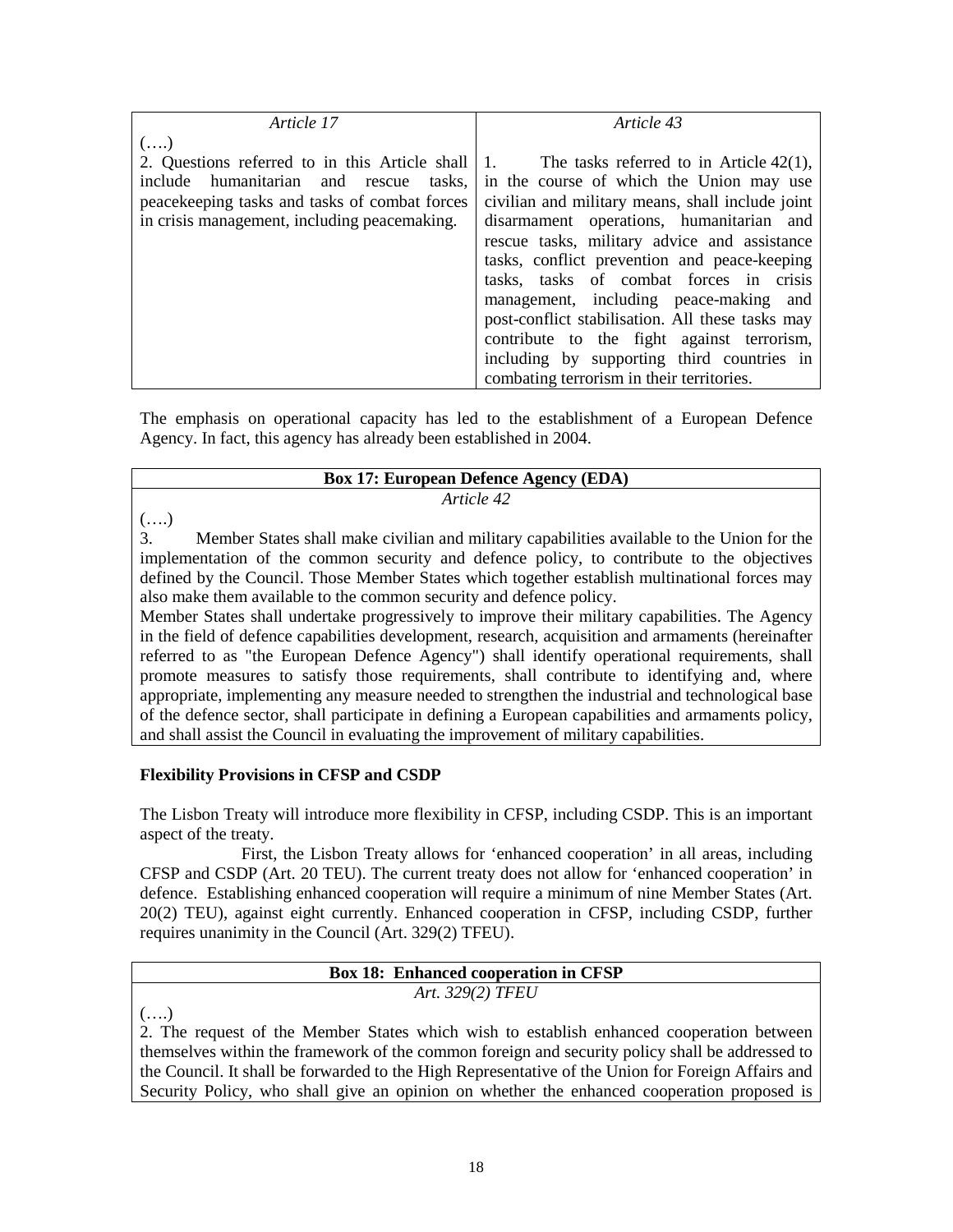| *Article 17* | *Article 43* |
|---|---|
| (….)<br>2. Questions referred to in this Article shall include humanitarian and rescue tasks, peacekeeping tasks and tasks of combat forces in crisis management, including peacemaking. | 1. The tasks referred to in Article 42(1), in the course of which the Union may use civilian and military means, shall include joint disarmament operations, humanitarian and rescue tasks, military advice and assistance tasks, conflict prevention and peace-keeping tasks, tasks of combat forces in crisis management, including peace-making and post-conflict stabilisation. All these tasks may contribute to the fight against terrorism, including by supporting third countries in combating terrorism in their territories. |

The emphasis on operational capacity has led to the establishment of a European Defence Agency. In fact, this agency has already been established in 2004.

| **Box 17: European Defence Agency (EDA)** |
|---|
| *Article 42* |
| (….)<br>3. Member States shall make civilian and military capabilities available to the Union for the implementation of the common security and defence policy, to contribute to the objectives defined by the Council. Those Member States which together establish multinational forces may also make them available to the common security and defence policy.<br>Member States shall undertake progressively to improve their military capabilities. The Agency in the field of defence capabilities development, research, acquisition and armaments (hereinafter referred to as "the European Defence Agency") shall identify operational requirements, shall promote measures to satisfy those requirements, shall contribute to identifying and, where appropriate, implementing any measure needed to strengthen the industrial and technological base of the defence sector, shall participate in defining a European capabilities and armaments policy, and shall assist the Council in evaluating the improvement of military capabilities. |

**Flexibility Provisions in CFSP and CSDP**

The Lisbon Treaty will introduce more flexibility in CFSP, including CSDP. This is an important aspect of the treaty.

First, the Lisbon Treaty allows for 'enhanced cooperation' in all areas, including CFSP and CSDP (Art. 20 TEU). The current treaty does not allow for 'enhanced cooperation' in defence. Establishing enhanced cooperation will require a minimum of nine Member States (Art. 20(2) TEU), against eight currently. Enhanced cooperation in CFSP, including CSDP, further requires unanimity in the Council (Art. 329(2) TFEU).

| **Box 18: Enhanced cooperation in CFSP** |
|---|
| *Art. 329(2) TFEU* |
| (….)<br>2. The request of the Member States which wish to establish enhanced cooperation between themselves within the framework of the common foreign and security policy shall be addressed to the Council. It shall be forwarded to the High Representative of the Union for Foreign Affairs and Security Policy, who shall give an opinion on whether the enhanced cooperation proposed is |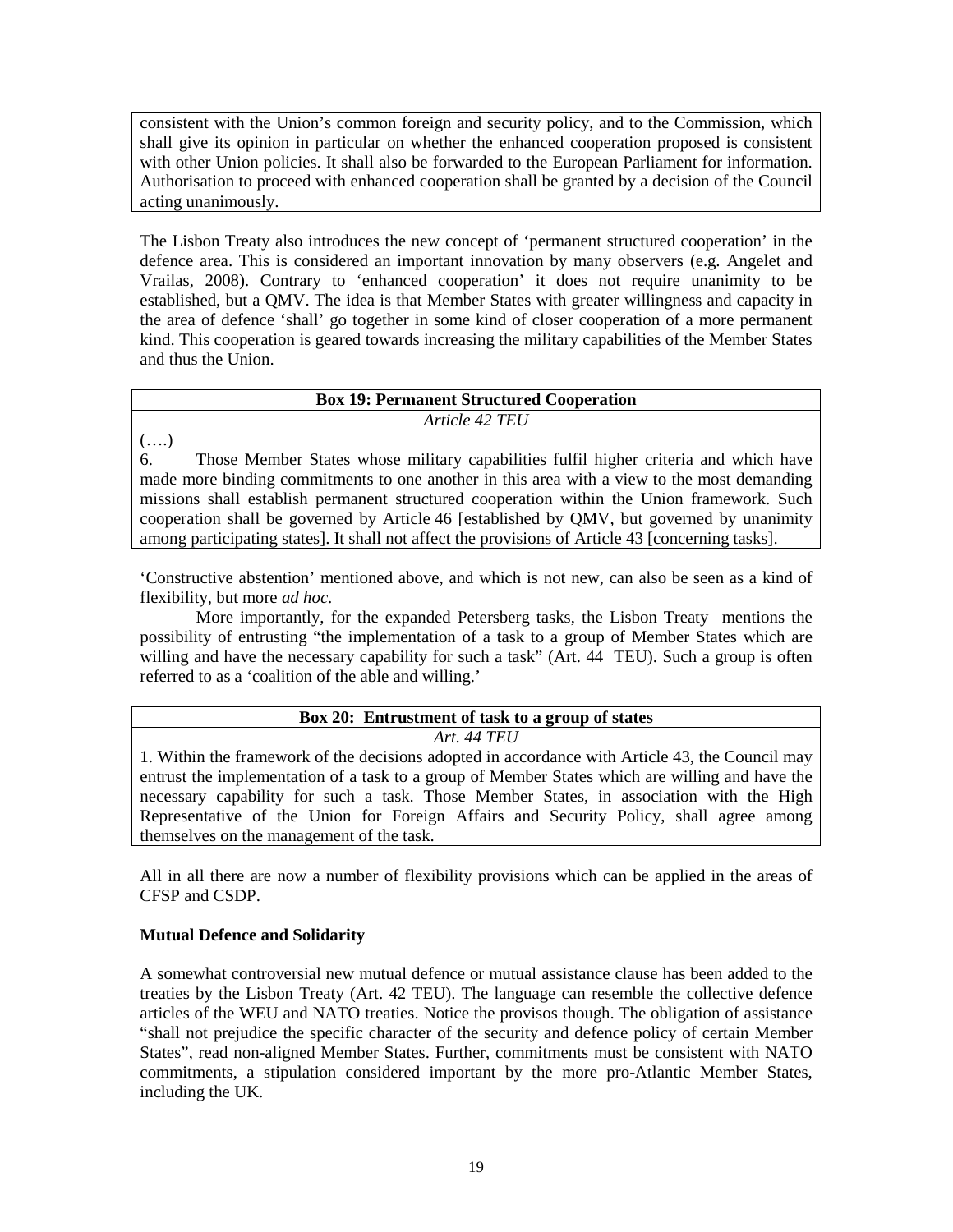consistent with the Union's common foreign and security policy, and to the Commission, which shall give its opinion in particular on whether the enhanced cooperation proposed is consistent with other Union policies. It shall also be forwarded to the European Parliament for information. Authorisation to proceed with enhanced cooperation shall be granted by a decision of the Council acting unanimously.

The Lisbon Treaty also introduces the new concept of 'permanent structured cooperation' in the defence area. This is considered an important innovation by many observers (e.g. Angelet and Vrailas, 2008). Contrary to 'enhanced cooperation' it does not require unanimity to be established, but a QMV. The idea is that Member States with greater willingness and capacity in the area of defence 'shall' go together in some kind of closer cooperation of a more permanent kind. This cooperation is geared towards increasing the military capabilities of the Member States and thus the Union.

**Box 19: Permanent Structured Cooperation**

*Article 42 TEU*

(….)

6. Those Member States whose military capabilities fulfil higher criteria and which have made more binding commitments to one another in this area with a view to the most demanding missions shall establish permanent structured cooperation within the Union framework. Such cooperation shall be governed by Article 46 [established by QMV, but governed by unanimity among participating states]. It shall not affect the provisions of Article 43 [concerning tasks].

'Constructive abstention' mentioned above, and which is not new, can also be seen as a kind of flexibility, but more *ad hoc*.

More importantly, for the expanded Petersberg tasks, the Lisbon Treaty mentions the possibility of entrusting "the implementation of a task to a group of Member States which are willing and have the necessary capability for such a task" (Art. 44 TEU). Such a group is often referred to as a 'coalition of the able and willing.'

**Box 20: Entrustment of task to a group of states**

*Art. 44 TEU*

1. Within the framework of the decisions adopted in accordance with Article 43, the Council may entrust the implementation of a task to a group of Member States which are willing and have the necessary capability for such a task. Those Member States, in association with the High Representative of the Union for Foreign Affairs and Security Policy, shall agree among themselves on the management of the task.

All in all there are now a number of flexibility provisions which can be applied in the areas of CFSP and CSDP.

**Mutual Defence and Solidarity**

A somewhat controversial new mutual defence or mutual assistance clause has been added to the treaties by the Lisbon Treaty (Art. 42 TEU). The language can resemble the collective defence articles of the WEU and NATO treaties. Notice the provisos though. The obligation of assistance "shall not prejudice the specific character of the security and defence policy of certain Member States", read non-aligned Member States. Further, commitments must be consistent with NATO commitments, a stipulation considered important by the more pro-Atlantic Member States, including the UK.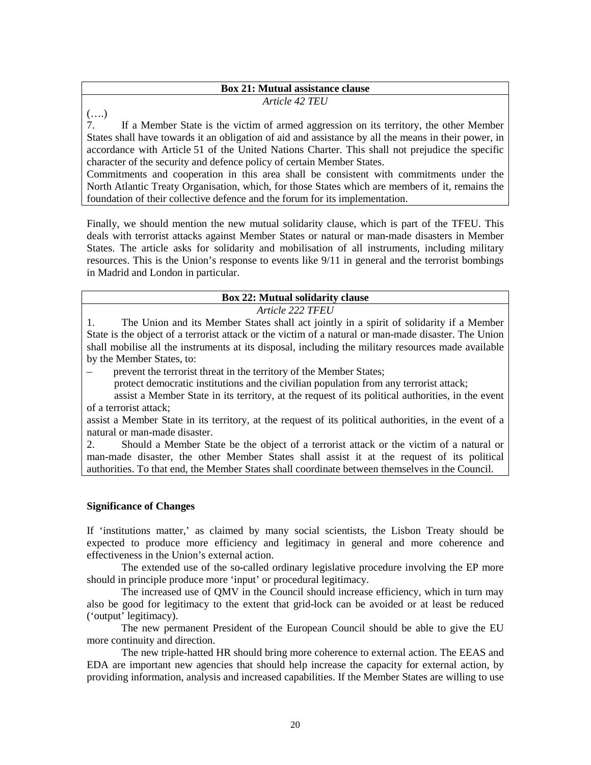**Box 21: Mutual assistance clause**

*Article 42 TEU*

(….)

7. If a Member State is the victim of armed aggression on its territory, the other Member States shall have towards it an obligation of aid and assistance by all the means in their power, in accordance with Article 51 of the United Nations Charter. This shall not prejudice the specific character of the security and defence policy of certain Member States.

Commitments and cooperation in this area shall be consistent with commitments under the North Atlantic Treaty Organisation, which, for those States which are members of it, remains the foundation of their collective defence and the forum for its implementation.

Finally, we should mention the new mutual solidarity clause, which is part of the TFEU. This deals with terrorist attacks against Member States or natural or man-made disasters in Member States. The article asks for solidarity and mobilisation of all instruments, including military resources. This is the Union's response to events like 9/11 in general and the terrorist bombings in Madrid and London in particular.

**Box 22: Mutual solidarity clause**

*Article 222 TFEU*

1. The Union and its Member States shall act jointly in a spirit of solidarity if a Member State is the object of a terrorist attack or the victim of a natural or man-made disaster. The Union shall mobilise all the instruments at its disposal, including the military resources made available by the Member States, to:

– prevent the terrorist threat in the territory of the Member States;

protect democratic institutions and the civilian population from any terrorist attack;

assist a Member State in its territory, at the request of its political authorities, in the event of a terrorist attack;

assist a Member State in its territory, at the request of its political authorities, in the event of a natural or man-made disaster.

2. Should a Member State be the object of a terrorist attack or the victim of a natural or man-made disaster, the other Member States shall assist it at the request of its political authorities. To that end, the Member States shall coordinate between themselves in the Council.

**Significance of Changes**

If 'institutions matter,' as claimed by many social scientists, the Lisbon Treaty should be expected to produce more efficiency and legitimacy in general and more coherence and effectiveness in the Union's external action.

The extended use of the so-called ordinary legislative procedure involving the EP more should in principle produce more 'input' or procedural legitimacy.

The increased use of QMV in the Council should increase efficiency, which in turn may also be good for legitimacy to the extent that grid-lock can be avoided or at least be reduced ('output' legitimacy).

The new permanent President of the European Council should be able to give the EU more continuity and direction.

The new triple-hatted HR should bring more coherence to external action. The EEAS and EDA are important new agencies that should help increase the capacity for external action, by providing information, analysis and increased capabilities. If the Member States are willing to use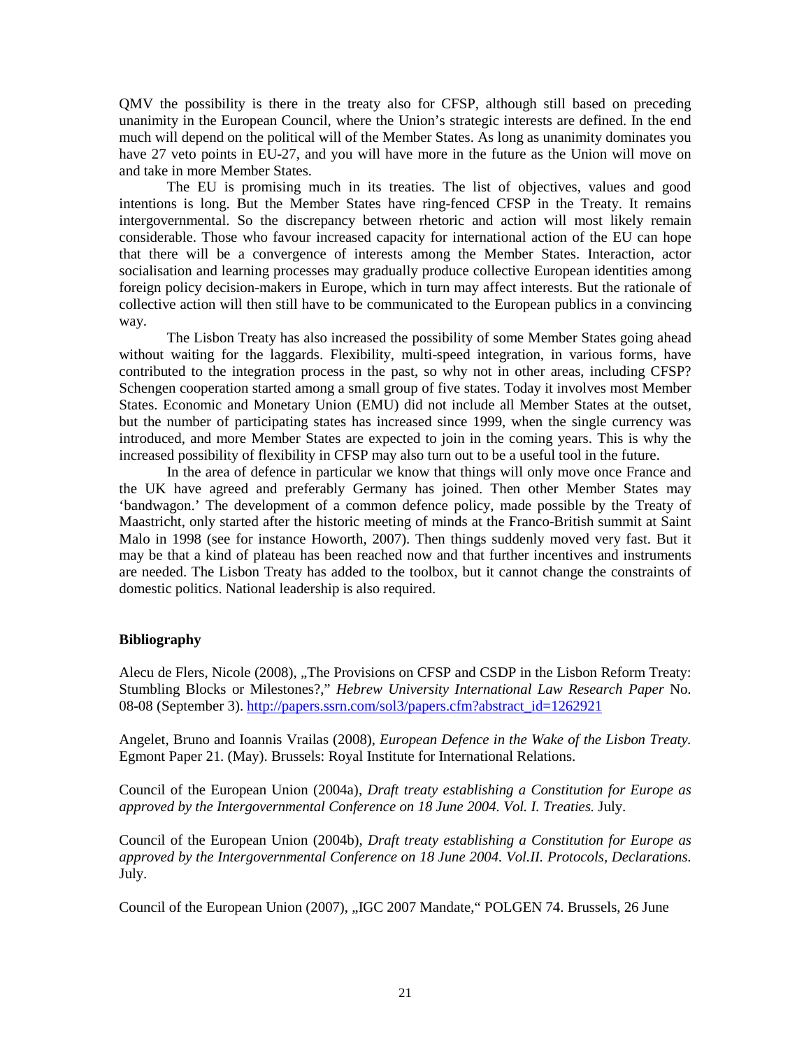QMV the possibility is there in the treaty also for CFSP, although still based on preceding unanimity in the European Council, where the Union's strategic interests are defined. In the end much will depend on the political will of the Member States. As long as unanimity dominates you have 27 veto points in EU-27, and you will have more in the future as the Union will move on and take in more Member States.

The EU is promising much in its treaties. The list of objectives, values and good intentions is long. But the Member States have ring-fenced CFSP in the Treaty. It remains intergovernmental. So the discrepancy between rhetoric and action will most likely remain considerable. Those who favour increased capacity for international action of the EU can hope that there will be a convergence of interests among the Member States. Interaction, actor socialisation and learning processes may gradually produce collective European identities among foreign policy decision-makers in Europe, which in turn may affect interests. But the rationale of collective action will then still have to be communicated to the European publics in a convincing way.

The Lisbon Treaty has also increased the possibility of some Member States going ahead without waiting for the laggards. Flexibility, multi-speed integration, in various forms, have contributed to the integration process in the past, so why not in other areas, including CFSP? Schengen cooperation started among a small group of five states. Today it involves most Member States. Economic and Monetary Union (EMU) did not include all Member States at the outset, but the number of participating states has increased since 1999, when the single currency was introduced, and more Member States are expected to join in the coming years. This is why the increased possibility of flexibility in CFSP may also turn out to be a useful tool in the future.

In the area of defence in particular we know that things will only move once France and the UK have agreed and preferably Germany has joined. Then other Member States may 'bandwagon.' The development of a common defence policy, made possible by the Treaty of Maastricht, only started after the historic meeting of minds at the Franco-British summit at Saint Malo in 1998 (see for instance Howorth, 2007). Then things suddenly moved very fast. But it may be that a kind of plateau has been reached now and that further incentives and instruments are needed. The Lisbon Treaty has added to the toolbox, but it cannot change the constraints of domestic politics. National leadership is also required.

## Bibliography

Alecu de Flers, Nicole (2008), „The Provisions on CFSP and CSDP in the Lisbon Reform Treaty: Stumbling Blocks or Milestones?," *Hebrew University International Law Research Paper* No. 08-08 (September 3). http://papers.ssrn.com/sol3/papers.cfm?abstract_id=1262921

Angelet, Bruno and Ioannis Vrailas (2008), *European Defence in the Wake of the Lisbon Treaty.* Egmont Paper 21. (May). Brussels: Royal Institute for International Relations.

Council of the European Union (2004a), *Draft treaty establishing a Constitution for Europe as approved by the Intergovernmental Conference on 18 June 2004. Vol. I. Treaties.* July.

Council of the European Union (2004b), *Draft treaty establishing a Constitution for Europe as approved by the Intergovernmental Conference on 18 June 2004. Vol.II. Protocols, Declarations.* July.

Council of the European Union (2007), „IGC 2007 Mandate," POLGEN 74. Brussels, 26 June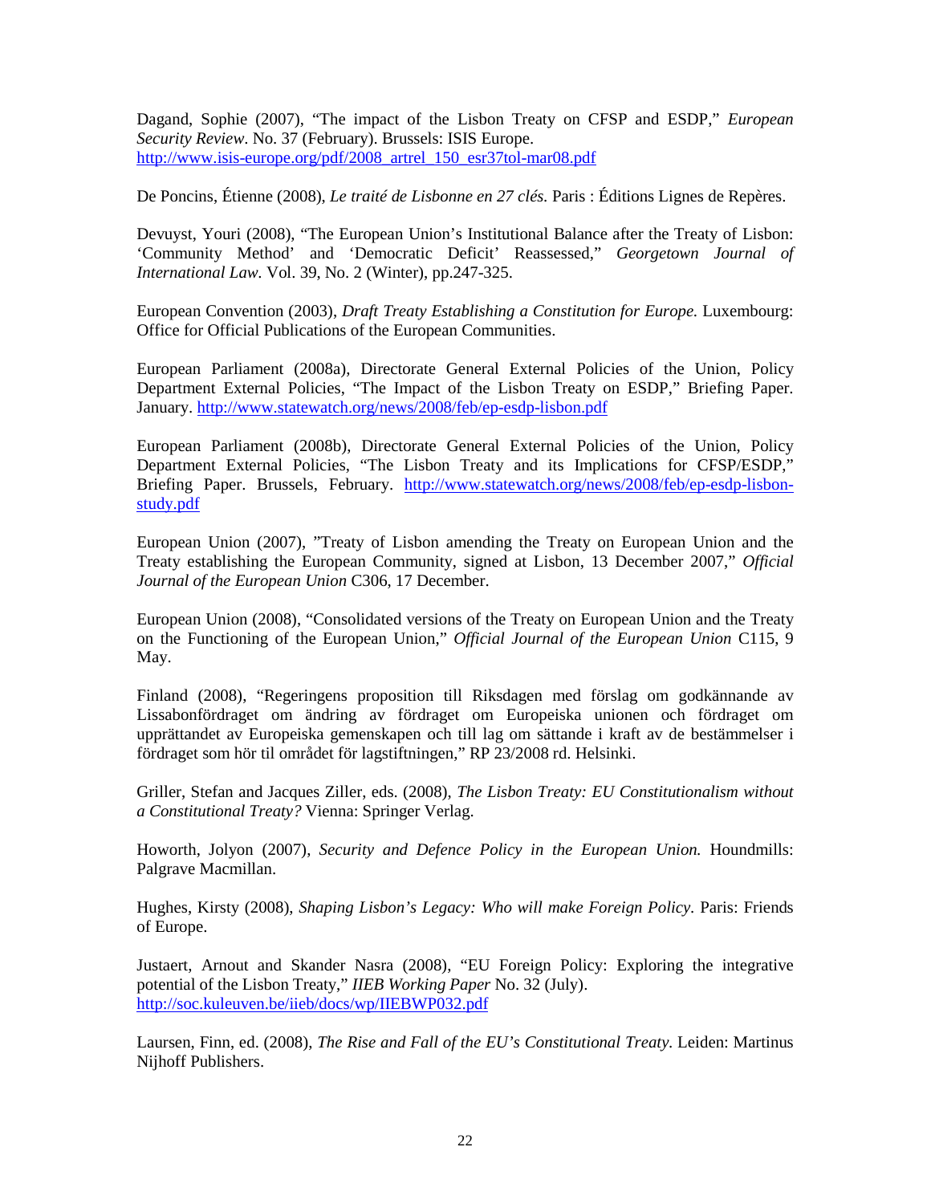Dagand, Sophie (2007), "The impact of the Lisbon Treaty on CFSP and ESDP," *European Security Review*. No. 37 (February). Brussels: ISIS Europe. http://www.isis-europe.org/pdf/2008_artrel_150_esr37tol-mar08.pdf

De Poncins, Étienne (2008), *Le traité de Lisbonne en 27 clés.* Paris : Éditions Lignes de Repères.

Devuyst, Youri (2008), "The European Union's Institutional Balance after the Treaty of Lisbon: 'Community Method' and 'Democratic Deficit' Reassessed," *Georgetown Journal of International Law.* Vol. 39, No. 2 (Winter), pp.247-325.

European Convention (2003), *Draft Treaty Establishing a Constitution for Europe.* Luxembourg: Office for Official Publications of the European Communities.

European Parliament (2008a), Directorate General External Policies of the Union, Policy Department External Policies, "The Impact of the Lisbon Treaty on ESDP," Briefing Paper. January. http://www.statewatch.org/news/2008/feb/ep-esdp-lisbon.pdf

European Parliament (2008b), Directorate General External Policies of the Union, Policy Department External Policies, "The Lisbon Treaty and its Implications for CFSP/ESDP," Briefing Paper. Brussels, February. http://www.statewatch.org/news/2008/feb/ep-esdp-lisbon-study.pdf

European Union (2007), "Treaty of Lisbon amending the Treaty on European Union and the Treaty establishing the European Community, signed at Lisbon, 13 December 2007," *Official Journal of the European Union* C306, 17 December.

European Union (2008), "Consolidated versions of the Treaty on European Union and the Treaty on the Functioning of the European Union," *Official Journal of the European Union* C115, 9 May.

Finland (2008), "Regeringens proposition till Riksdagen med förslag om godkännande av Lissabonfördraget om ändring av fördraget om Europeiska unionen och fördraget om upprättandet av Europeiska gemenskapen och till lag om sättande i kraft av de bestämmelser i fördraget som hör til området för lagstiftningen," RP 23/2008 rd. Helsinki.

Griller, Stefan and Jacques Ziller, eds. (2008), *The Lisbon Treaty: EU Constitutionalism without a Constitutional Treaty?* Vienna: Springer Verlag.

Howorth, Jolyon (2007), *Security and Defence Policy in the European Union.* Houndmills: Palgrave Macmillan.

Hughes, Kirsty (2008), *Shaping Lisbon's Legacy: Who will make Foreign Policy*. Paris: Friends of Europe.

Justaert, Arnout and Skander Nasra (2008), "EU Foreign Policy: Exploring the integrative potential of the Lisbon Treaty," *IIEB Working Paper* No. 32 (July). http://soc.kuleuven.be/iieb/docs/wp/IIEBWP032.pdf

Laursen, Finn, ed. (2008), *The Rise and Fall of the EU's Constitutional Treaty*. Leiden: Martinus Nijhoff Publishers.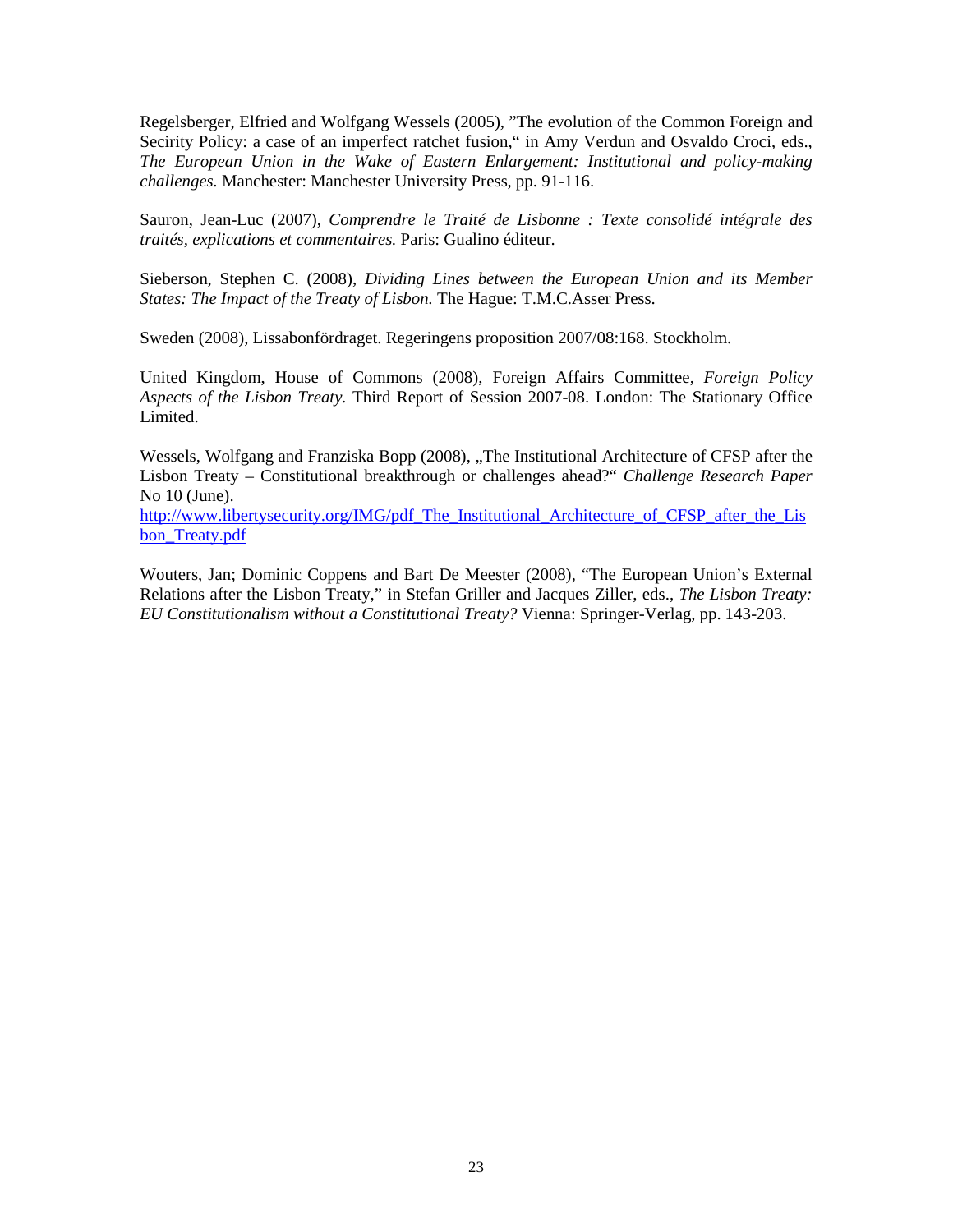Regelsberger, Elfried and Wolfgang Wessels (2005), "The evolution of the Common Foreign and Secirity Policy: a case of an imperfect ratchet fusion," in Amy Verdun and Osvaldo Croci, eds., *The European Union in the Wake of Eastern Enlargement: Institutional and policy-making challenges.* Manchester: Manchester University Press, pp. 91-116.

Sauron, Jean-Luc (2007), *Comprendre le Traité de Lisbonne : Texte consolidé intégrale des traités, explications et commentaires.* Paris: Gualino éditeur.

Sieberson, Stephen C. (2008), *Dividing Lines between the European Union and its Member States: The Impact of the Treaty of Lisbon.* The Hague: T.M.C.Asser Press.

Sweden (2008), Lissabonfördraget. Regeringens proposition 2007/08:168. Stockholm.

United Kingdom, House of Commons (2008), Foreign Affairs Committee, *Foreign Policy Aspects of the Lisbon Treaty.* Third Report of Session 2007-08. London: The Stationary Office Limited.

Wessels, Wolfgang and Franziska Bopp (2008), „The Institutional Architecture of CFSP after the Lisbon Treaty – Constitutional breakthrough or challenges ahead?" *Challenge Research Paper* No 10 (June).
http://www.libertysecurity.org/IMG/pdf_The_Institutional_Architecture_of_CFSP_after_the_Lisbon_Treaty.pdf

Wouters, Jan; Dominic Coppens and Bart De Meester (2008), "The European Union's External Relations after the Lisbon Treaty," in Stefan Griller and Jacques Ziller, eds., *The Lisbon Treaty: EU Constitutionalism without a Constitutional Treaty?* Vienna: Springer-Verlag, pp. 143-203.